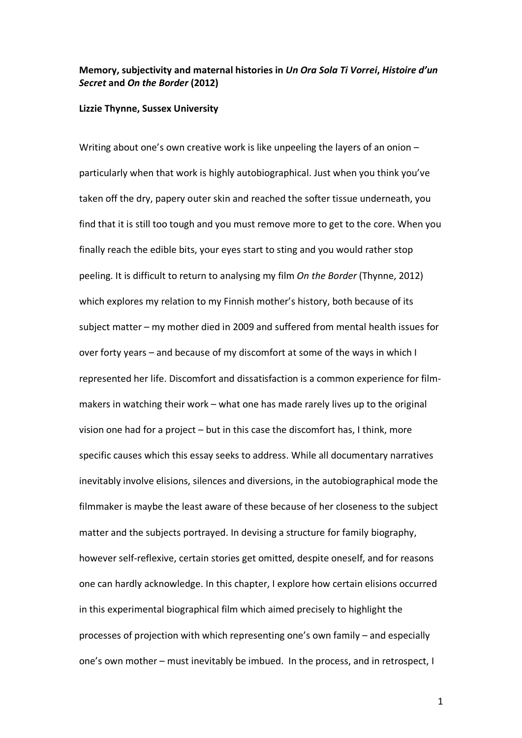**Memory, subjectivity and maternal histories in *Un Ora Sola Ti Vorrei*, *Histoire d'un Secret* and *On the Border* (2012)**

**Lizzie Thynne, Sussex University**

Writing about one's own creative work is like unpeeling the layers of an onion – particularly when that work is highly autobiographical. Just when you think you've taken off the dry, papery outer skin and reached the softer tissue underneath, you find that it is still too tough and you must remove more to get to the core. When you finally reach the edible bits, your eyes start to sting and you would rather stop peeling. It is difficult to return to analysing my film *On the Border* (Thynne, 2012) which explores my relation to my Finnish mother's history, both because of its subject matter – my mother died in 2009 and suffered from mental health issues for over forty years – and because of my discomfort at some of the ways in which I represented her life. Discomfort and dissatisfaction is a common experience for film-makers in watching their work – what one has made rarely lives up to the original vision one had for a project – but in this case the discomfort has, I think, more specific causes which this essay seeks to address. While all documentary narratives inevitably involve elisions, silences and diversions, in the autobiographical mode the filmmaker is maybe the least aware of these because of her closeness to the subject matter and the subjects portrayed. In devising a structure for family biography, however self-reflexive, certain stories get omitted, despite oneself, and for reasons one can hardly acknowledge. In this chapter, I explore how certain elisions occurred in this experimental biographical film which aimed precisely to highlight the processes of projection with which representing one's own family – and especially one's own mother – must inevitably be imbued. In the process, and in retrospect, I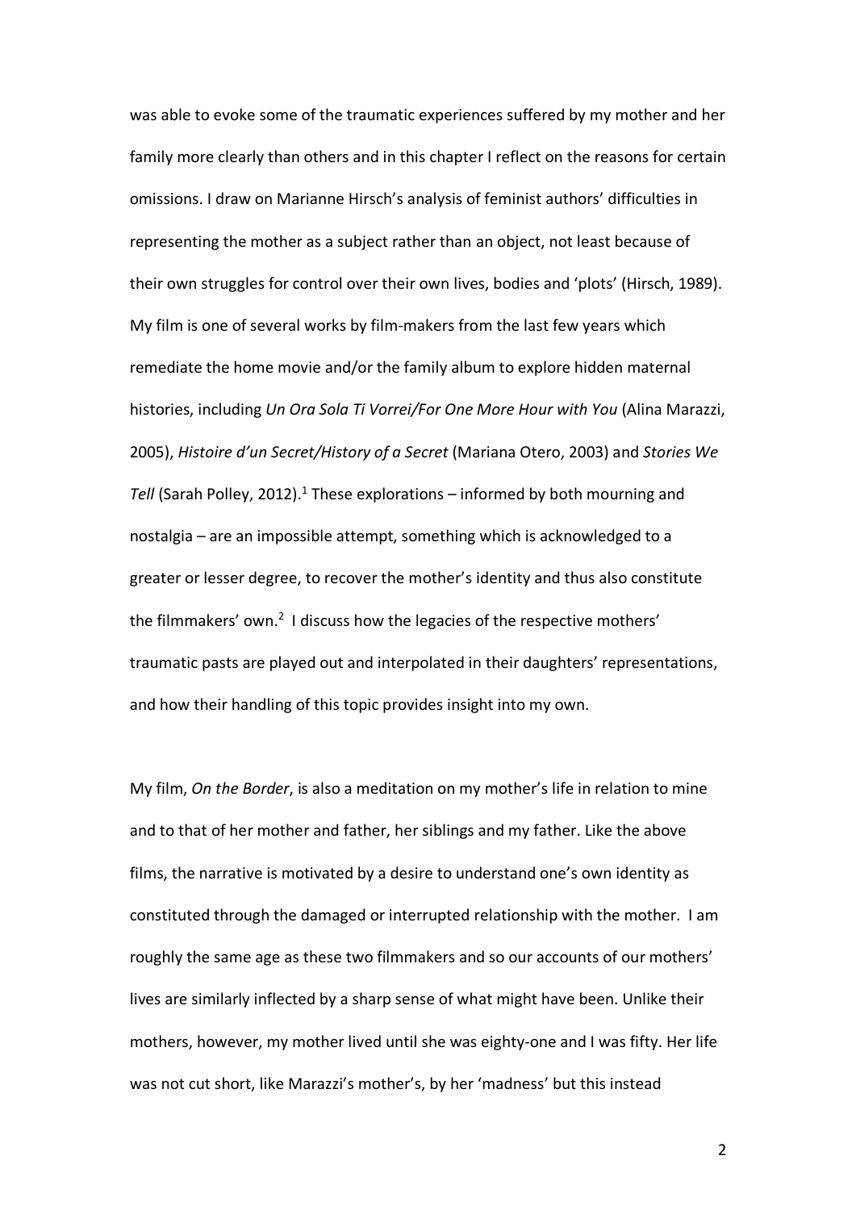was able to evoke some of the traumatic experiences suffered by my mother and her family more clearly than others and in this chapter I reflect on the reasons for certain omissions. I draw on Marianne Hirsch's analysis of feminist authors' difficulties in representing the mother as a subject rather than an object, not least because of their own struggles for control over their own lives, bodies and 'plots' (Hirsch, 1989). My film is one of several works by film-makers from the last few years which remediate the home movie and/or the family album to explore hidden maternal histories, including *Un Ora Sola Ti Vorrei/For One More Hour with You* (Alina Marazzi, 2005), *Histoire d'un Secret/History of a Secret* (Mariana Otero, 2003) and *Stories We Tell* (Sarah Polley, 2012).[1] These explorations – informed by both mourning and nostalgia – are an impossible attempt, something which is acknowledged to a greater or lesser degree, to recover the mother's identity and thus also constitute the filmmakers' own.[2] I discuss how the legacies of the respective mothers' traumatic pasts are played out and interpolated in their daughters' representations, and how their handling of this topic provides insight into my own.

My film, *On the Border*, is also a meditation on my mother's life in relation to mine and to that of her mother and father, her siblings and my father. Like the above films, the narrative is motivated by a desire to understand one's own identity as constituted through the damaged or interrupted relationship with the mother. I am roughly the same age as these two filmmakers and so our accounts of our mothers' lives are similarly inflected by a sharp sense of what might have been. Unlike their mothers, however, my mother lived until she was eighty-one and I was fifty. Her life was not cut short, like Marazzi's mother's, by her 'madness' but this instead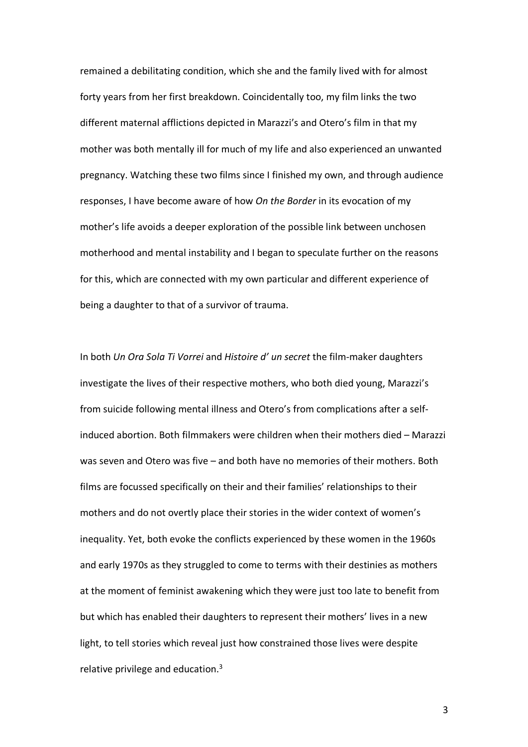remained a debilitating condition, which she and the family lived with for almost forty years from her first breakdown. Coincidentally too, my film links the two different maternal afflictions depicted in Marazzi's and Otero's film in that my mother was both mentally ill for much of my life and also experienced an unwanted pregnancy. Watching these two films since I finished my own, and through audience responses, I have become aware of how *On the Border* in its evocation of my mother's life avoids a deeper exploration of the possible link between unchosen motherhood and mental instability and I began to speculate further on the reasons for this, which are connected with my own particular and different experience of being a daughter to that of a survivor of trauma.

In both *Un Ora Sola Ti Vorrei* and *Histoire d' un secret* the film-maker daughters investigate the lives of their respective mothers, who both died young, Marazzi's from suicide following mental illness and Otero's from complications after a self-induced abortion. Both filmmakers were children when their mothers died – Marazzi was seven and Otero was five – and both have no memories of their mothers. Both films are focussed specifically on their and their families' relationships to their mothers and do not overtly place their stories in the wider context of women's inequality. Yet, both evoke the conflicts experienced by these women in the 1960s and early 1970s as they struggled to come to terms with their destinies as mothers at the moment of feminist awakening which they were just too late to benefit from but which has enabled their daughters to represent their mothers' lives in a new light, to tell stories which reveal just how constrained those lives were despite relative privilege and education.[3]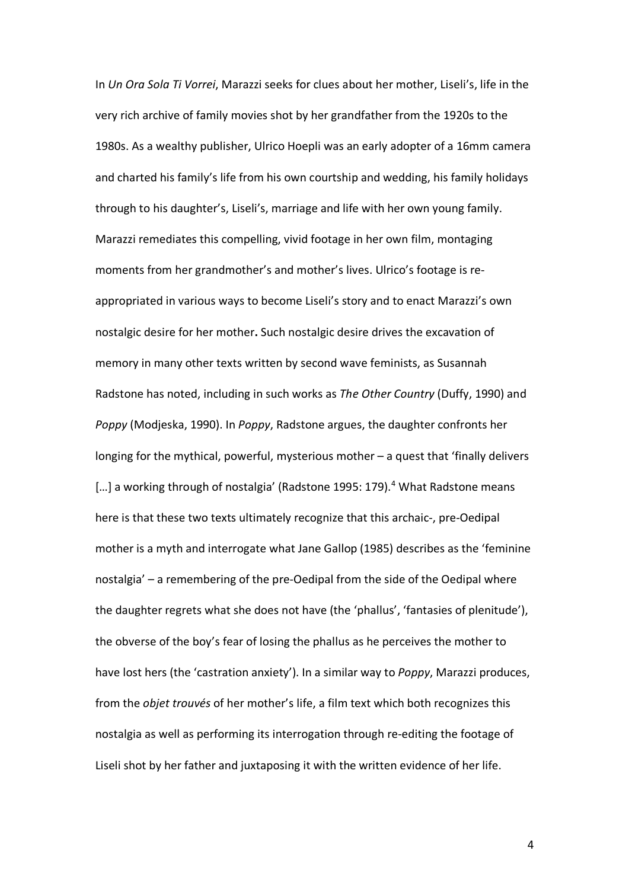In *Un Ora Sola Ti Vorrei*, Marazzi seeks for clues about her mother, Liseli's, life in the very rich archive of family movies shot by her grandfather from the 1920s to the 1980s. As a wealthy publisher, Ulrico Hoepli was an early adopter of a 16mm camera and charted his family's life from his own courtship and wedding, his family holidays through to his daughter's, Liseli's, marriage and life with her own young family. Marazzi remediates this compelling, vivid footage in her own film, montaging moments from her grandmother's and mother's lives. Ulrico's footage is re-appropriated in various ways to become Liseli's story and to enact Marazzi's own nostalgic desire for her mother**.** Such nostalgic desire drives the excavation of memory in many other texts written by second wave feminists, as Susannah Radstone has noted, including in such works as *The Other Country* (Duffy, 1990) and *Poppy* (Modjeska, 1990). In *Poppy*, Radstone argues, the daughter confronts her longing for the mythical, powerful, mysterious mother – a quest that 'finally delivers […] a working through of nostalgia' (Radstone 1995: 179).[4] What Radstone means here is that these two texts ultimately recognize that this archaic-, pre-Oedipal mother is a myth and interrogate what Jane Gallop (1985) describes as the 'feminine nostalgia' – a remembering of the pre-Oedipal from the side of the Oedipal where the daughter regrets what she does not have (the 'phallus', 'fantasies of plenitude'), the obverse of the boy's fear of losing the phallus as he perceives the mother to have lost hers (the 'castration anxiety'). In a similar way to *Poppy*, Marazzi produces, from the *objet trouvés* of her mother's life, a film text which both recognizes this nostalgia as well as performing its interrogation through re-editing the footage of Liseli shot by her father and juxtaposing it with the written evidence of her life.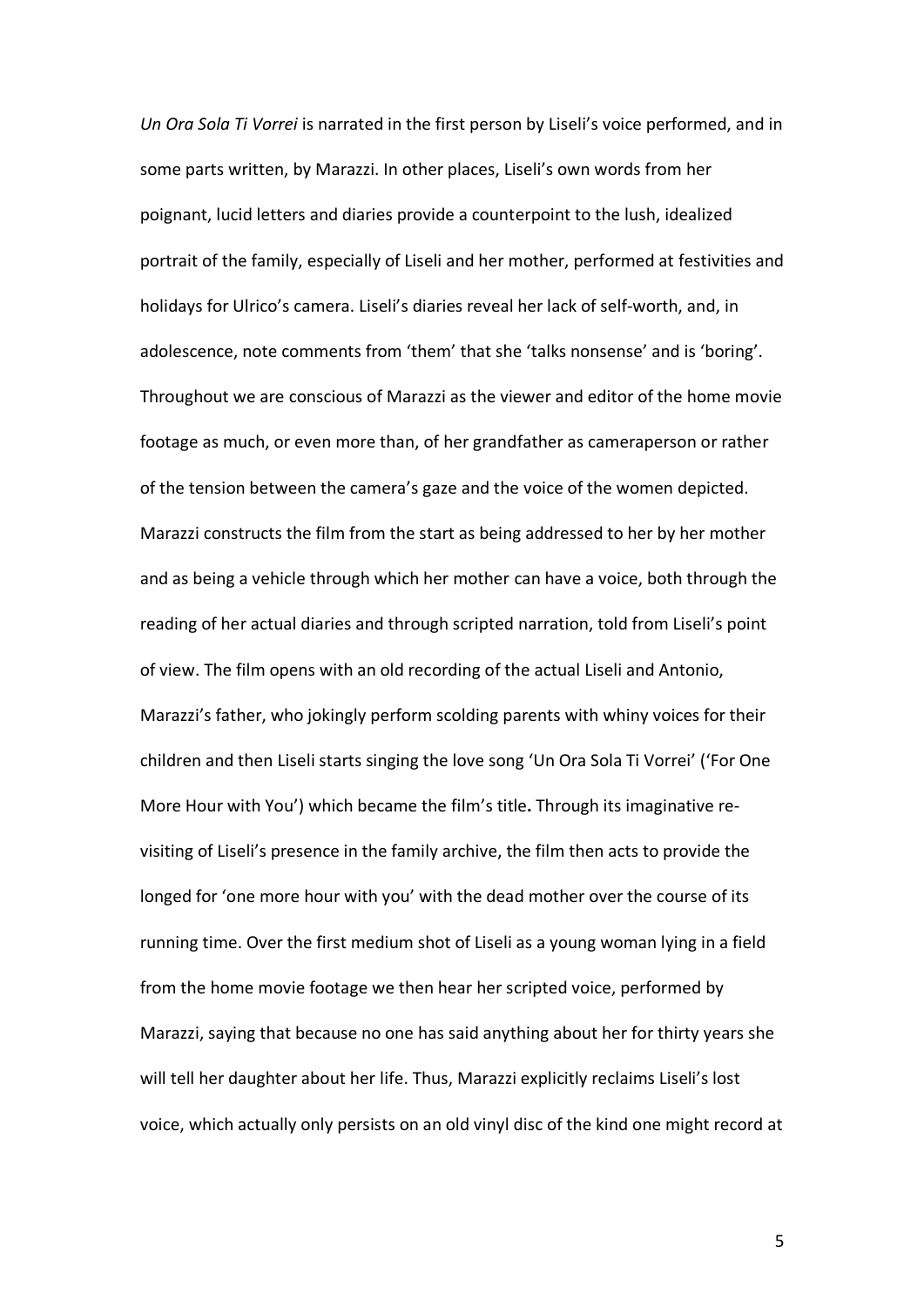*Un Ora Sola Ti Vorrei* is narrated in the first person by Liseli's voice performed, and in some parts written, by Marazzi. In other places, Liseli's own words from her poignant, lucid letters and diaries provide a counterpoint to the lush, idealized portrait of the family, especially of Liseli and her mother, performed at festivities and holidays for Ulrico's camera. Liseli's diaries reveal her lack of self-worth, and, in adolescence, note comments from 'them' that she 'talks nonsense' and is 'boring'. Throughout we are conscious of Marazzi as the viewer and editor of the home movie footage as much, or even more than, of her grandfather as cameraperson or rather of the tension between the camera's gaze and the voice of the women depicted. Marazzi constructs the film from the start as being addressed to her by her mother and as being a vehicle through which her mother can have a voice, both through the reading of her actual diaries and through scripted narration, told from Liseli's point of view. The film opens with an old recording of the actual Liseli and Antonio, Marazzi's father, who jokingly perform scolding parents with whiny voices for their children and then Liseli starts singing the love song 'Un Ora Sola Ti Vorrei' ('For One More Hour with You') which became the film's title**.** Through its imaginative re-visiting of Liseli's presence in the family archive, the film then acts to provide the longed for 'one more hour with you' with the dead mother over the course of its running time. Over the first medium shot of Liseli as a young woman lying in a field from the home movie footage we then hear her scripted voice, performed by Marazzi, saying that because no one has said anything about her for thirty years she will tell her daughter about her life. Thus, Marazzi explicitly reclaims Liseli's lost voice, which actually only persists on an old vinyl disc of the kind one might record at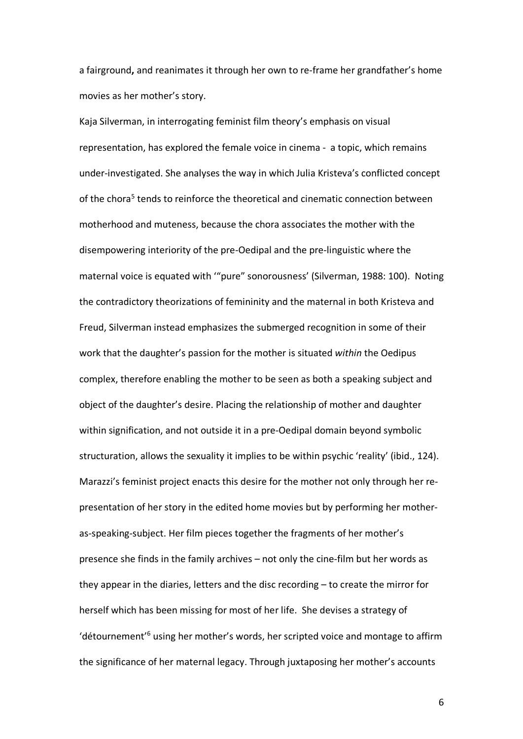a fairground**,** and reanimates it through her own to re-frame her grandfather's home movies as her mother's story.

Kaja Silverman, in interrogating feminist film theory's emphasis on visual representation, has explored the female voice in cinema - a topic, which remains under-investigated. She analyses the way in which Julia Kristeva's conflicted concept of the chora[5] tends to reinforce the theoretical and cinematic connection between motherhood and muteness, because the chora associates the mother with the disempowering interiority of the pre-Oedipal and the pre-linguistic where the maternal voice is equated with '"pure" sonorousness' (Silverman, 1988: 100). Noting the contradictory theorizations of femininity and the maternal in both Kristeva and Freud, Silverman instead emphasizes the submerged recognition in some of their work that the daughter's passion for the mother is situated *within* the Oedipus complex, therefore enabling the mother to be seen as both a speaking subject and object of the daughter's desire. Placing the relationship of mother and daughter within signification, and not outside it in a pre-Oedipal domain beyond symbolic structuration, allows the sexuality it implies to be within psychic 'reality' (ibid., 124). Marazzi's feminist project enacts this desire for the mother not only through her re-presentation of her story in the edited home movies but by performing her mother-as-speaking-subject. Her film pieces together the fragments of her mother's presence she finds in the family archives – not only the cine-film but her words as they appear in the diaries, letters and the disc recording – to create the mirror for herself which has been missing for most of her life. She devises a strategy of 'détournement'[6] using her mother's words, her scripted voice and montage to affirm the significance of her maternal legacy. Through juxtaposing her mother's accounts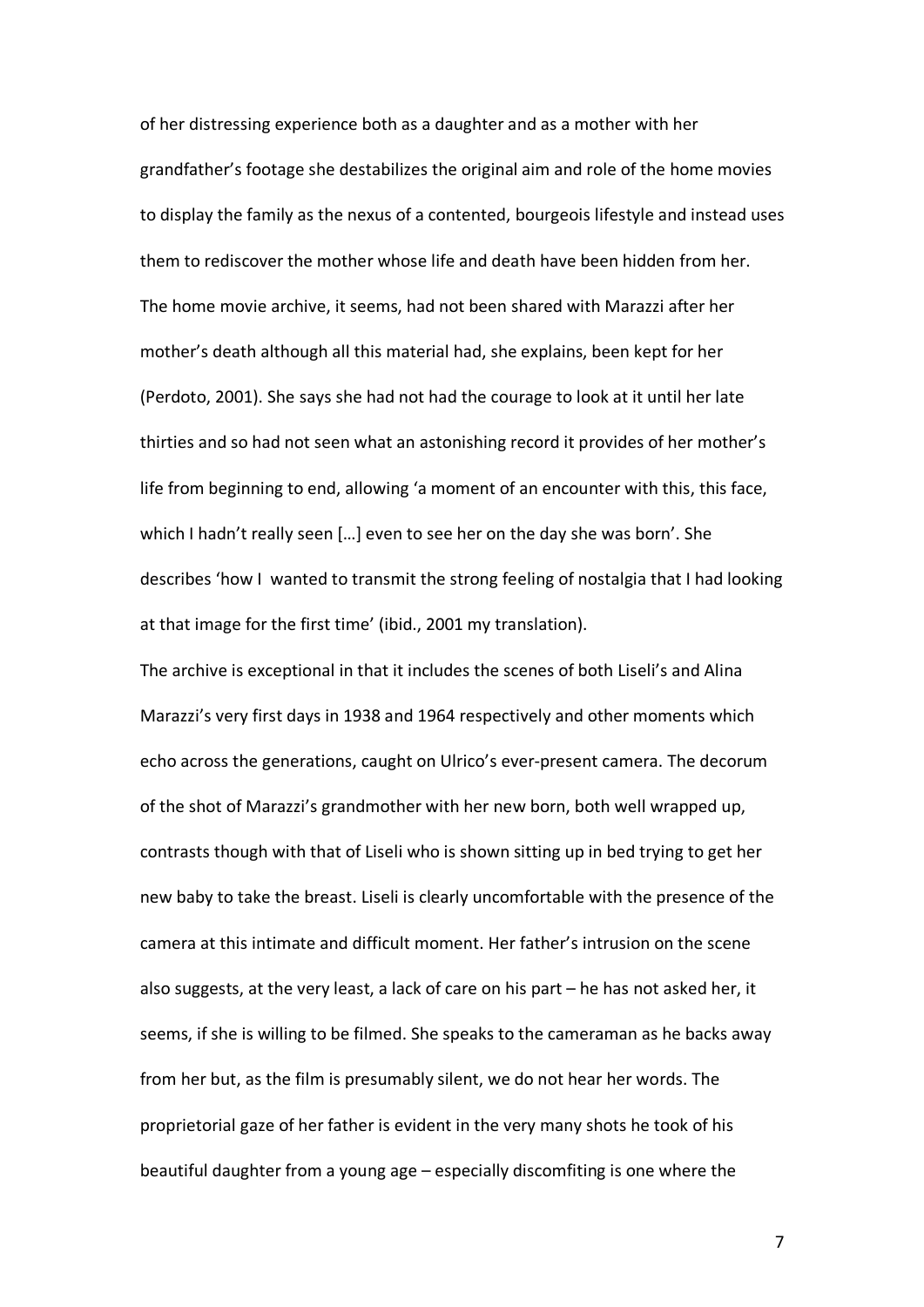of her distressing experience both as a daughter and as a mother with her grandfather's footage she destabilizes the original aim and role of the home movies to display the family as the nexus of a contented, bourgeois lifestyle and instead uses them to rediscover the mother whose life and death have been hidden from her. The home movie archive, it seems, had not been shared with Marazzi after her mother's death although all this material had, she explains, been kept for her (Perdoto, 2001). She says she had not had the courage to look at it until her late thirties and so had not seen what an astonishing record it provides of her mother's life from beginning to end, allowing 'a moment of an encounter with this, this face, which I hadn't really seen […] even to see her on the day she was born'. She describes 'how I wanted to transmit the strong feeling of nostalgia that I had looking at that image for the first time' (ibid., 2001 my translation).

The archive is exceptional in that it includes the scenes of both Liseli's and Alina Marazzi's very first days in 1938 and 1964 respectively and other moments which echo across the generations, caught on Ulrico's ever-present camera. The decorum of the shot of Marazzi's grandmother with her new born, both well wrapped up, contrasts though with that of Liseli who is shown sitting up in bed trying to get her new baby to take the breast. Liseli is clearly uncomfortable with the presence of the camera at this intimate and difficult moment. Her father's intrusion on the scene also suggests, at the very least, a lack of care on his part – he has not asked her, it seems, if she is willing to be filmed. She speaks to the cameraman as he backs away from her but, as the film is presumably silent, we do not hear her words. The proprietorial gaze of her father is evident in the very many shots he took of his beautiful daughter from a young age – especially discomfiting is one where the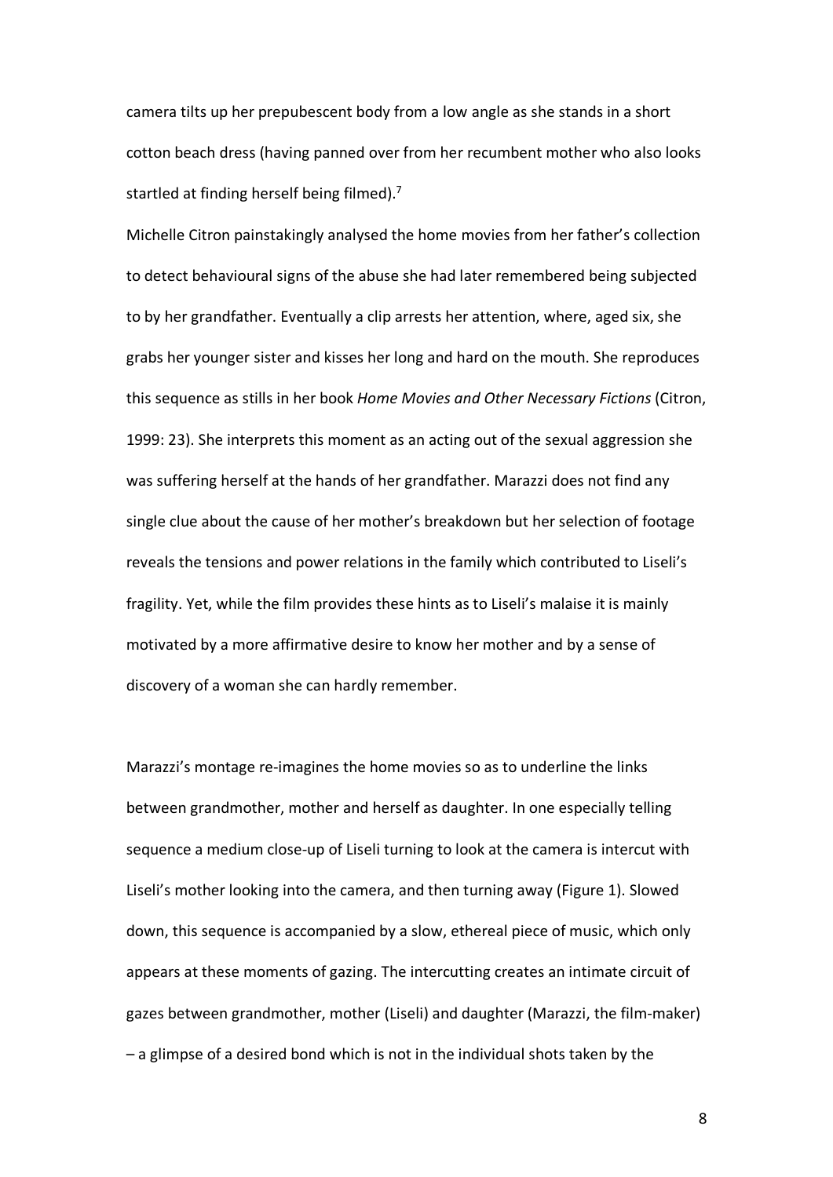camera tilts up her prepubescent body from a low angle as she stands in a short cotton beach dress (having panned over from her recumbent mother who also looks startled at finding herself being filmed).[7]

Michelle Citron painstakingly analysed the home movies from her father's collection to detect behavioural signs of the abuse she had later remembered being subjected to by her grandfather. Eventually a clip arrests her attention, where, aged six, she grabs her younger sister and kisses her long and hard on the mouth. She reproduces this sequence as stills in her book *Home Movies and Other Necessary Fictions* (Citron, 1999: 23). She interprets this moment as an acting out of the sexual aggression she was suffering herself at the hands of her grandfather. Marazzi does not find any single clue about the cause of her mother's breakdown but her selection of footage reveals the tensions and power relations in the family which contributed to Liseli's fragility. Yet, while the film provides these hints as to Liseli's malaise it is mainly motivated by a more affirmative desire to know her mother and by a sense of discovery of a woman she can hardly remember.

Marazzi's montage re-imagines the home movies so as to underline the links between grandmother, mother and herself as daughter. In one especially telling sequence a medium close-up of Liseli turning to look at the camera is intercut with Liseli's mother looking into the camera, and then turning away (Figure 1). Slowed down, this sequence is accompanied by a slow, ethereal piece of music, which only appears at these moments of gazing. The intercutting creates an intimate circuit of gazes between grandmother, mother (Liseli) and daughter (Marazzi, the film-maker) – a glimpse of a desired bond which is not in the individual shots taken by the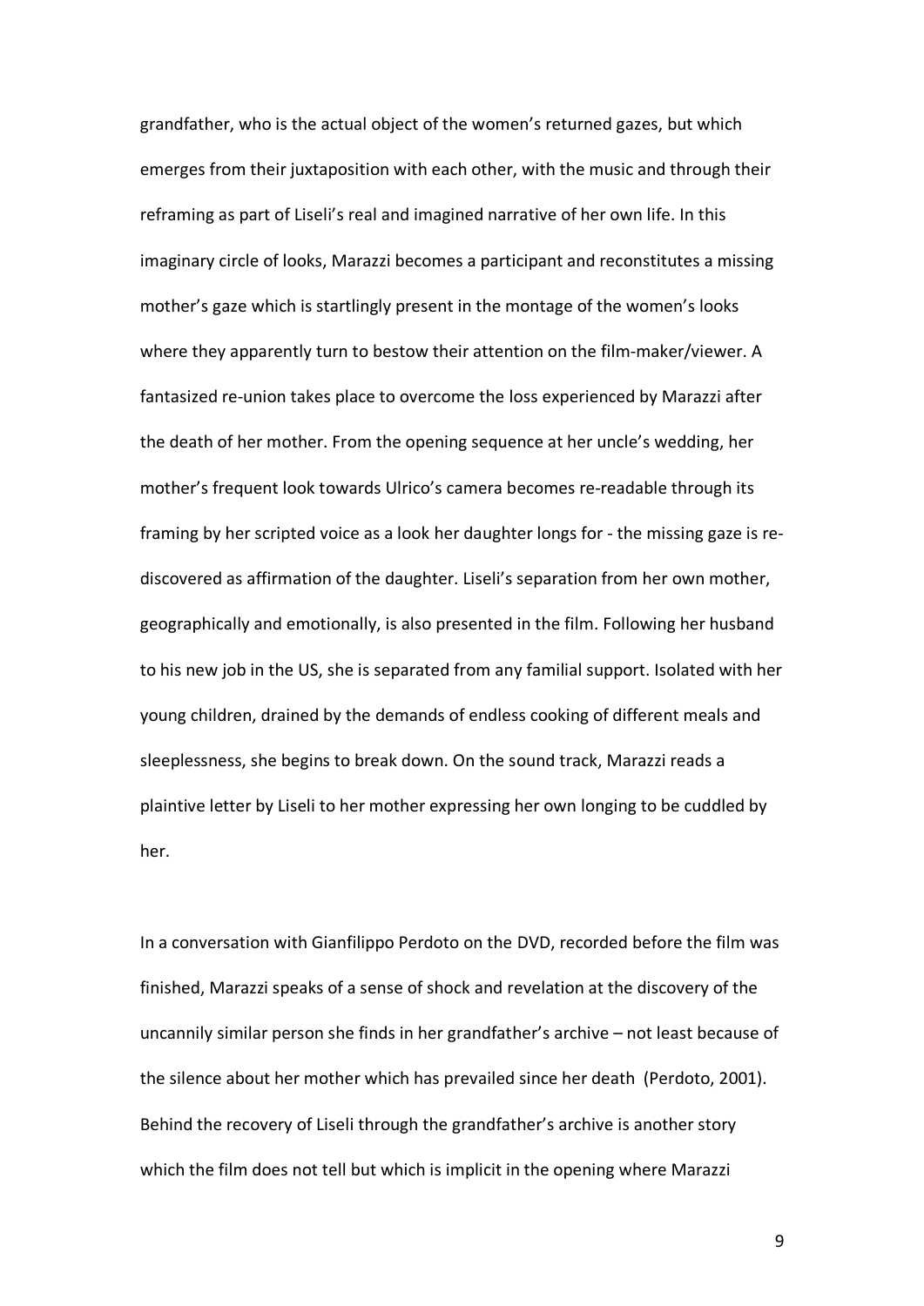grandfather, who is the actual object of the women's returned gazes, but which emerges from their juxtaposition with each other, with the music and through their reframing as part of Liseli's real and imagined narrative of her own life. In this imaginary circle of looks, Marazzi becomes a participant and reconstitutes a missing mother's gaze which is startlingly present in the montage of the women's looks where they apparently turn to bestow their attention on the film-maker/viewer. A fantasized re-union takes place to overcome the loss experienced by Marazzi after the death of her mother. From the opening sequence at her uncle's wedding, her mother's frequent look towards Ulrico's camera becomes re-readable through its framing by her scripted voice as a look her daughter longs for - the missing gaze is re-discovered as affirmation of the daughter. Liseli's separation from her own mother, geographically and emotionally, is also presented in the film. Following her husband to his new job in the US, she is separated from any familial support. Isolated with her young children, drained by the demands of endless cooking of different meals and sleeplessness, she begins to break down. On the sound track, Marazzi reads a plaintive letter by Liseli to her mother expressing her own longing to be cuddled by her.

In a conversation with Gianfilippo Perdoto on the DVD, recorded before the film was finished, Marazzi speaks of a sense of shock and revelation at the discovery of the uncannily similar person she finds in her grandfather's archive – not least because of the silence about her mother which has prevailed since her death (Perdoto, 2001). Behind the recovery of Liseli through the grandfather's archive is another story which the film does not tell but which is implicit in the opening where Marazzi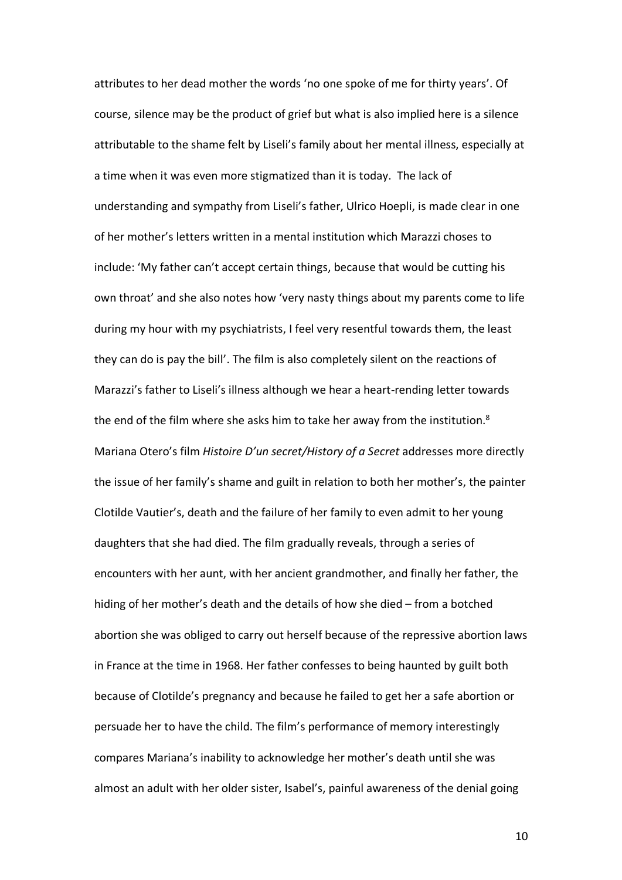attributes to her dead mother the words 'no one spoke of me for thirty years'. Of course, silence may be the product of grief but what is also implied here is a silence attributable to the shame felt by Liseli's family about her mental illness, especially at a time when it was even more stigmatized than it is today. The lack of understanding and sympathy from Liseli's father, Ulrico Hoepli, is made clear in one of her mother's letters written in a mental institution which Marazzi choses to include: 'My father can't accept certain things, because that would be cutting his own throat' and she also notes how 'very nasty things about my parents come to life during my hour with my psychiatrists, I feel very resentful towards them, the least they can do is pay the bill'. The film is also completely silent on the reactions of Marazzi's father to Liseli's illness although we hear a heart-rending letter towards the end of the film where she asks him to take her away from the institution.[8] Mariana Otero's film *Histoire D'un secret/History of a Secret* addresses more directly the issue of her family's shame and guilt in relation to both her mother's, the painter Clotilde Vautier's, death and the failure of her family to even admit to her young daughters that she had died. The film gradually reveals, through a series of encounters with her aunt, with her ancient grandmother, and finally her father, the hiding of her mother's death and the details of how she died – from a botched abortion she was obliged to carry out herself because of the repressive abortion laws in France at the time in 1968. Her father confesses to being haunted by guilt both because of Clotilde's pregnancy and because he failed to get her a safe abortion or persuade her to have the child. The film's performance of memory interestingly compares Mariana's inability to acknowledge her mother's death until she was almost an adult with her older sister, Isabel's, painful awareness of the denial going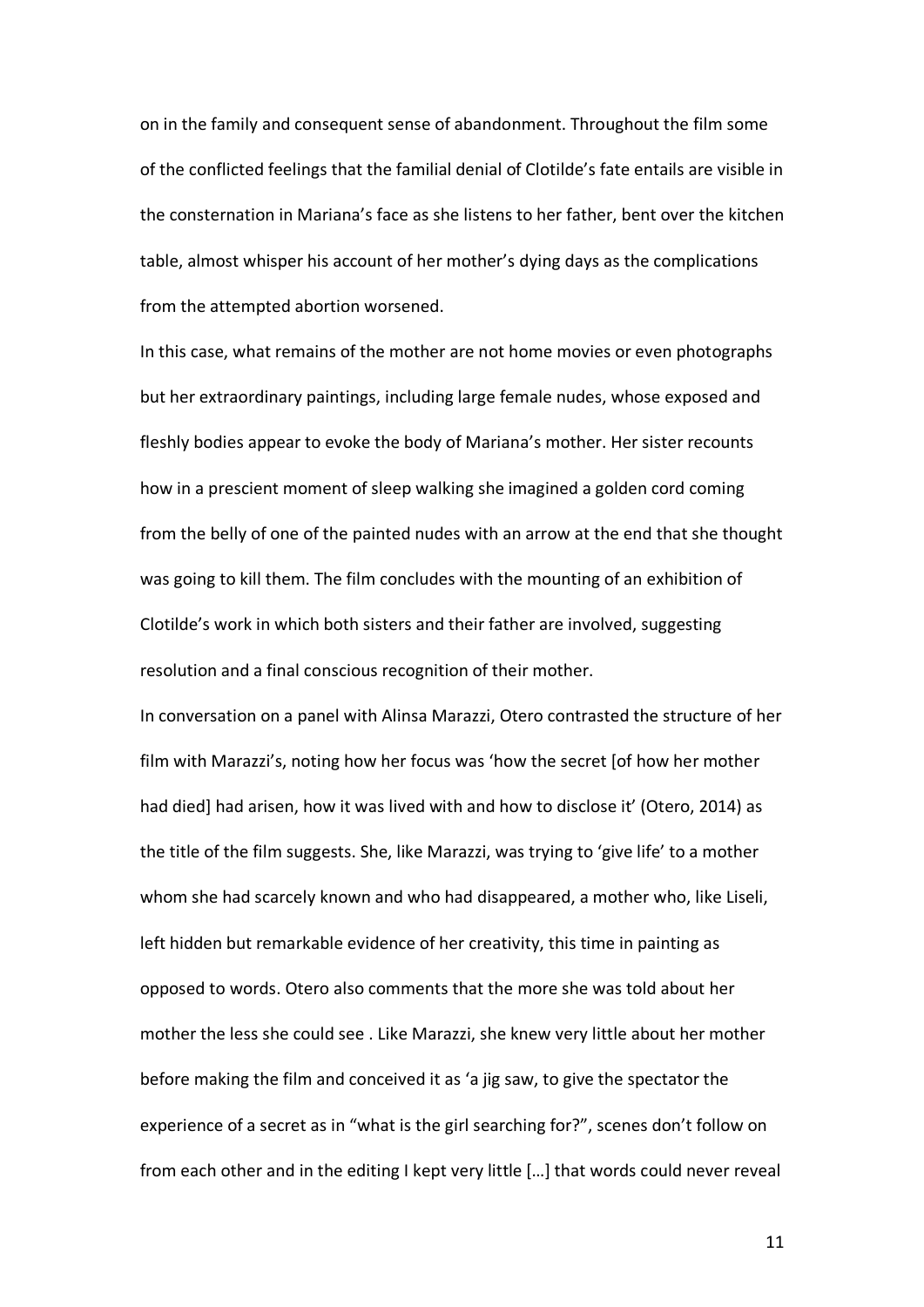on in the family and consequent sense of abandonment. Throughout the film some of the conflicted feelings that the familial denial of Clotilde's fate entails are visible in the consternation in Mariana's face as she listens to her father, bent over the kitchen table, almost whisper his account of her mother's dying days as the complications from the attempted abortion worsened.

In this case, what remains of the mother are not home movies or even photographs but her extraordinary paintings, including large female nudes, whose exposed and fleshly bodies appear to evoke the body of Mariana's mother. Her sister recounts how in a prescient moment of sleep walking she imagined a golden cord coming from the belly of one of the painted nudes with an arrow at the end that she thought was going to kill them. The film concludes with the mounting of an exhibition of Clotilde's work in which both sisters and their father are involved, suggesting resolution and a final conscious recognition of their mother.

In conversation on a panel with Alinsa Marazzi, Otero contrasted the structure of her film with Marazzi's, noting how her focus was 'how the secret [of how her mother had died] had arisen, how it was lived with and how to disclose it' (Otero, 2014) as the title of the film suggests. She, like Marazzi, was trying to 'give life' to a mother whom she had scarcely known and who had disappeared, a mother who, like Liseli, left hidden but remarkable evidence of her creativity, this time in painting as opposed to words. Otero also comments that the more she was told about her mother the less she could see . Like Marazzi, she knew very little about her mother before making the film and conceived it as 'a jig saw, to give the spectator the experience of a secret as in "what is the girl searching for?", scenes don't follow on from each other and in the editing I kept very little […] that words could never reveal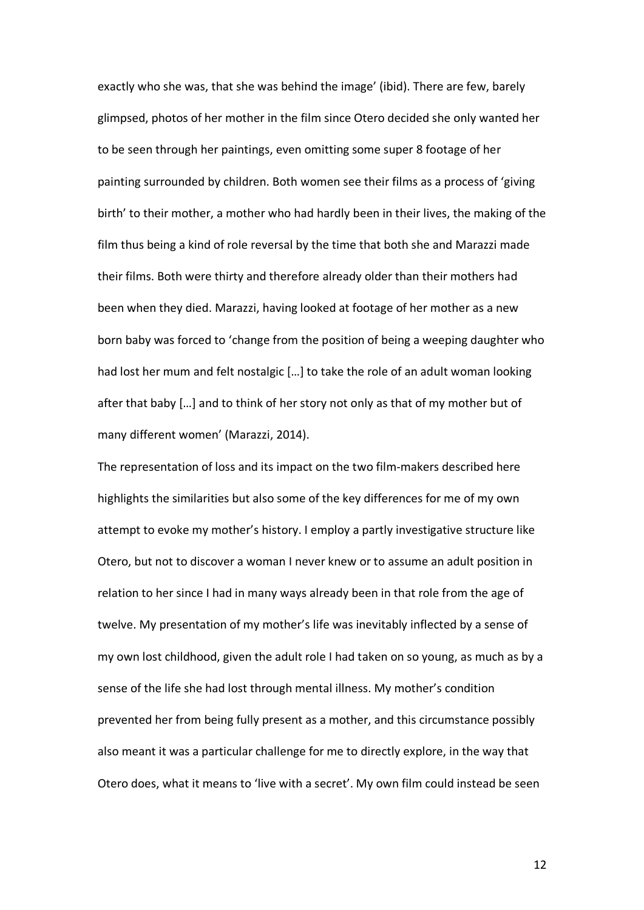exactly who she was, that she was behind the image' (ibid). There are few, barely glimpsed, photos of her mother in the film since Otero decided she only wanted her to be seen through her paintings, even omitting some super 8 footage of her painting surrounded by children. Both women see their films as a process of 'giving birth' to their mother, a mother who had hardly been in their lives, the making of the film thus being a kind of role reversal by the time that both she and Marazzi made their films. Both were thirty and therefore already older than their mothers had been when they died. Marazzi, having looked at footage of her mother as a new born baby was forced to 'change from the position of being a weeping daughter who had lost her mum and felt nostalgic […] to take the role of an adult woman looking after that baby […] and to think of her story not only as that of my mother but of many different women' (Marazzi, 2014).

The representation of loss and its impact on the two film-makers described here highlights the similarities but also some of the key differences for me of my own attempt to evoke my mother's history. I employ a partly investigative structure like Otero, but not to discover a woman I never knew or to assume an adult position in relation to her since I had in many ways already been in that role from the age of twelve. My presentation of my mother's life was inevitably inflected by a sense of my own lost childhood, given the adult role I had taken on so young, as much as by a sense of the life she had lost through mental illness. My mother's condition prevented her from being fully present as a mother, and this circumstance possibly also meant it was a particular challenge for me to directly explore, in the way that Otero does, what it means to 'live with a secret'. My own film could instead be seen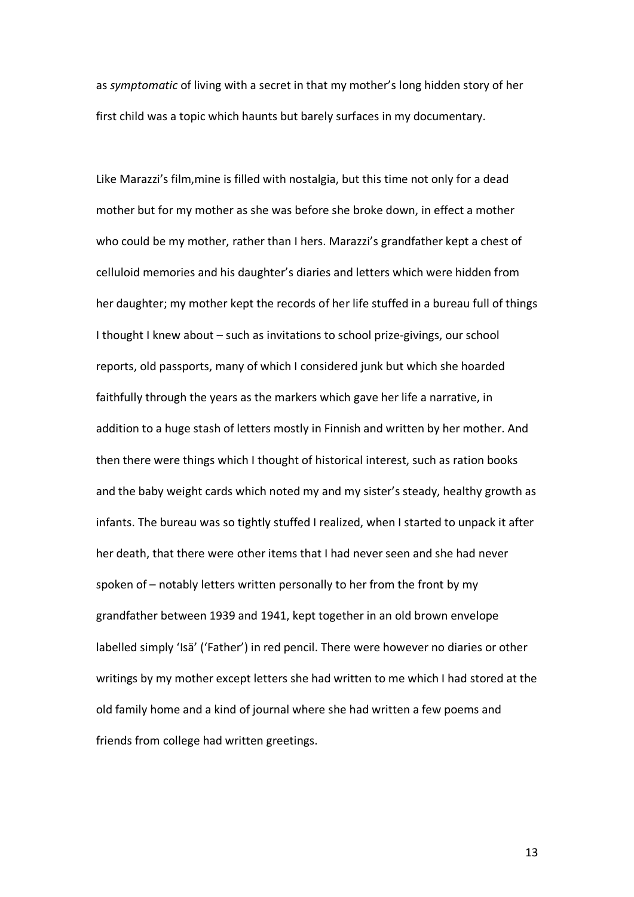as *symptomatic* of living with a secret in that my mother's long hidden story of her first child was a topic which haunts but barely surfaces in my documentary.

Like Marazzi's film,mine is filled with nostalgia, but this time not only for a dead mother but for my mother as she was before she broke down, in effect a mother who could be my mother, rather than I hers. Marazzi's grandfather kept a chest of celluloid memories and his daughter's diaries and letters which were hidden from her daughter; my mother kept the records of her life stuffed in a bureau full of things I thought I knew about – such as invitations to school prize-givings, our school reports, old passports, many of which I considered junk but which she hoarded faithfully through the years as the markers which gave her life a narrative, in addition to a huge stash of letters mostly in Finnish and written by her mother. And then there were things which I thought of historical interest, such as ration books and the baby weight cards which noted my and my sister's steady, healthy growth as infants. The bureau was so tightly stuffed I realized, when I started to unpack it after her death, that there were other items that I had never seen and she had never spoken of – notably letters written personally to her from the front by my grandfather between 1939 and 1941, kept together in an old brown envelope labelled simply 'Isä' ('Father') in red pencil. There were however no diaries or other writings by my mother except letters she had written to me which I had stored at the old family home and a kind of journal where she had written a few poems and friends from college had written greetings.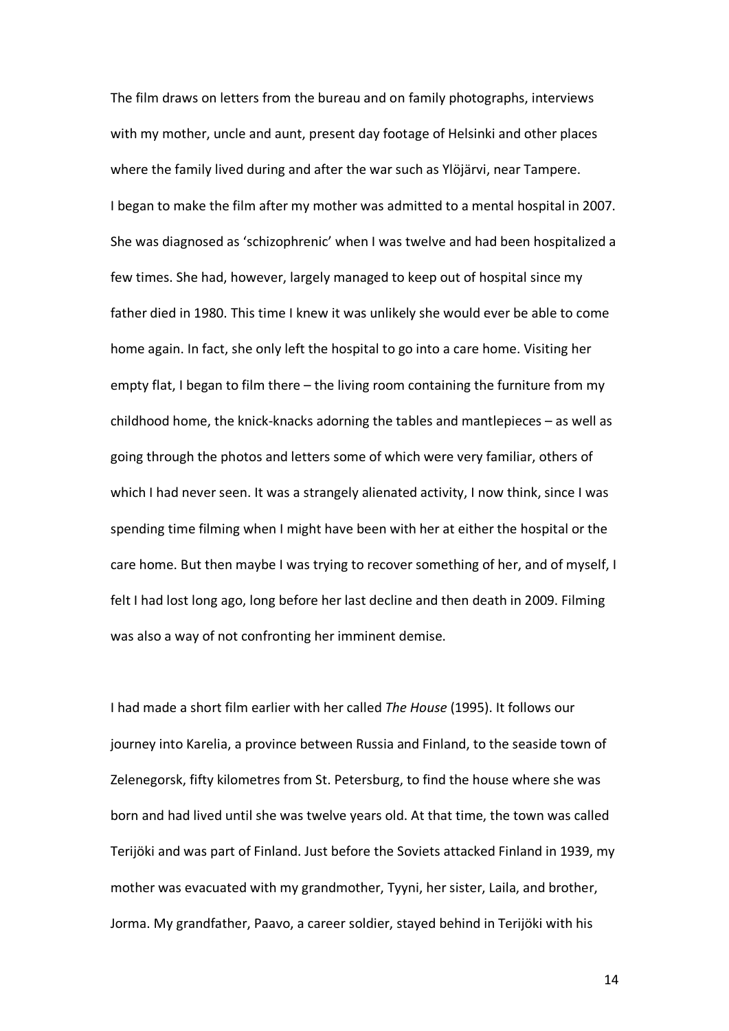The film draws on letters from the bureau and on family photographs, interviews with my mother, uncle and aunt, present day footage of Helsinki and other places where the family lived during and after the war such as Ylöjärvi, near Tampere. I began to make the film after my mother was admitted to a mental hospital in 2007. She was diagnosed as 'schizophrenic' when I was twelve and had been hospitalized a few times. She had, however, largely managed to keep out of hospital since my father died in 1980. This time I knew it was unlikely she would ever be able to come home again. In fact, she only left the hospital to go into a care home. Visiting her empty flat, I began to film there – the living room containing the furniture from my childhood home, the knick-knacks adorning the tables and mantlepieces – as well as going through the photos and letters some of which were very familiar, others of which I had never seen. It was a strangely alienated activity, I now think, since I was spending time filming when I might have been with her at either the hospital or the care home. But then maybe I was trying to recover something of her, and of myself, I felt I had lost long ago, long before her last decline and then death in 2009. Filming was also a way of not confronting her imminent demise.

I had made a short film earlier with her called *The House* (1995). It follows our journey into Karelia, a province between Russia and Finland, to the seaside town of Zelenegorsk, fifty kilometres from St. Petersburg, to find the house where she was born and had lived until she was twelve years old. At that time, the town was called Terijöki and was part of Finland. Just before the Soviets attacked Finland in 1939, my mother was evacuated with my grandmother, Tyyni, her sister, Laila, and brother, Jorma. My grandfather, Paavo, a career soldier, stayed behind in Terijöki with his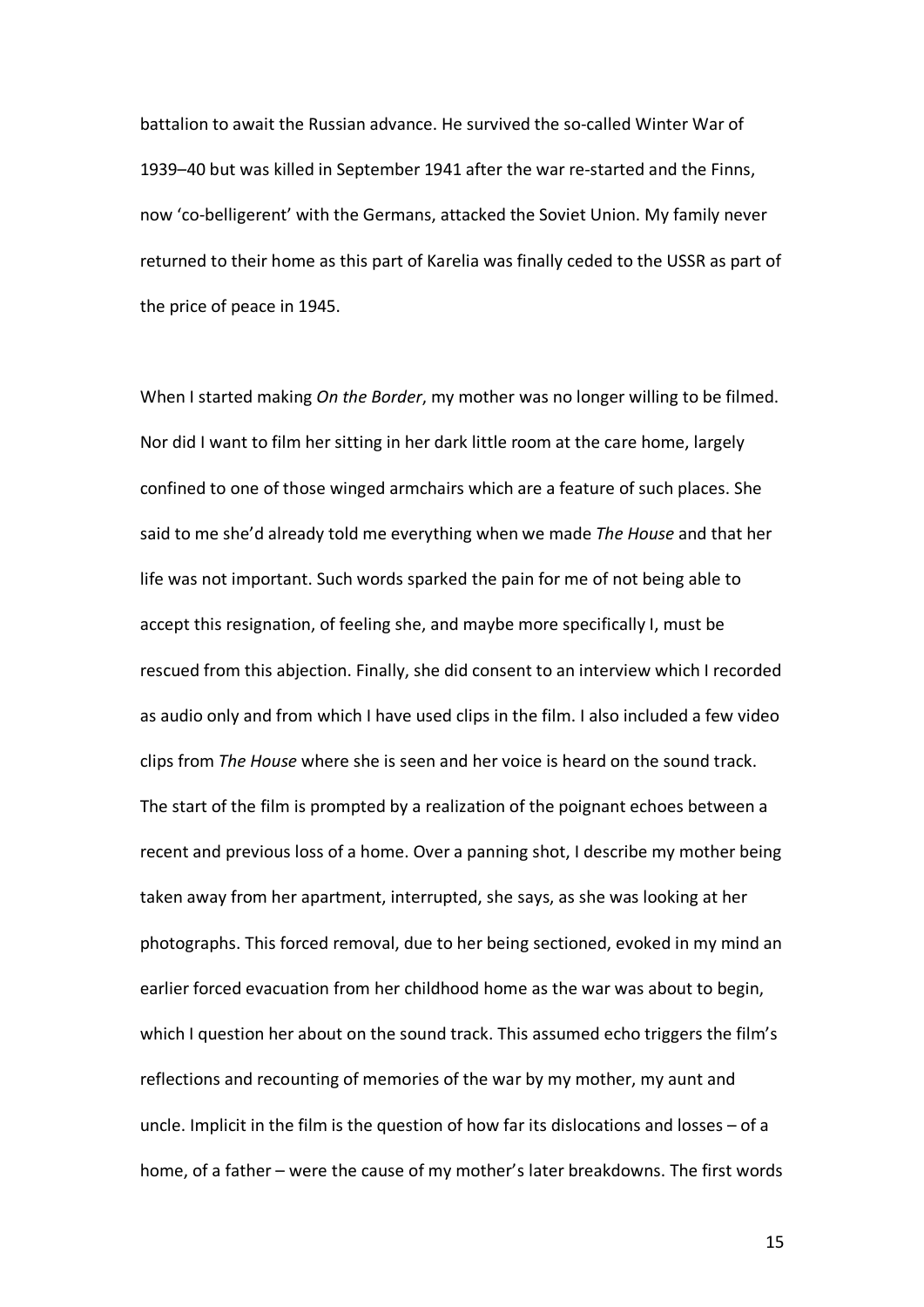battalion to await the Russian advance. He survived the so-called Winter War of 1939–40 but was killed in September 1941 after the war re-started and the Finns, now 'co-belligerent' with the Germans, attacked the Soviet Union. My family never returned to their home as this part of Karelia was finally ceded to the USSR as part of the price of peace in 1945.

When I started making *On the Border*, my mother was no longer willing to be filmed. Nor did I want to film her sitting in her dark little room at the care home, largely confined to one of those winged armchairs which are a feature of such places. She said to me she'd already told me everything when we made *The House* and that her life was not important. Such words sparked the pain for me of not being able to accept this resignation, of feeling she, and maybe more specifically I, must be rescued from this abjection. Finally, she did consent to an interview which I recorded as audio only and from which I have used clips in the film. I also included a few video clips from *The House* where she is seen and her voice is heard on the sound track. The start of the film is prompted by a realization of the poignant echoes between a recent and previous loss of a home. Over a panning shot, I describe my mother being taken away from her apartment, interrupted, she says, as she was looking at her photographs. This forced removal, due to her being sectioned, evoked in my mind an earlier forced evacuation from her childhood home as the war was about to begin, which I question her about on the sound track. This assumed echo triggers the film's reflections and recounting of memories of the war by my mother, my aunt and uncle. Implicit in the film is the question of how far its dislocations and losses – of a home, of a father – were the cause of my mother's later breakdowns. The first words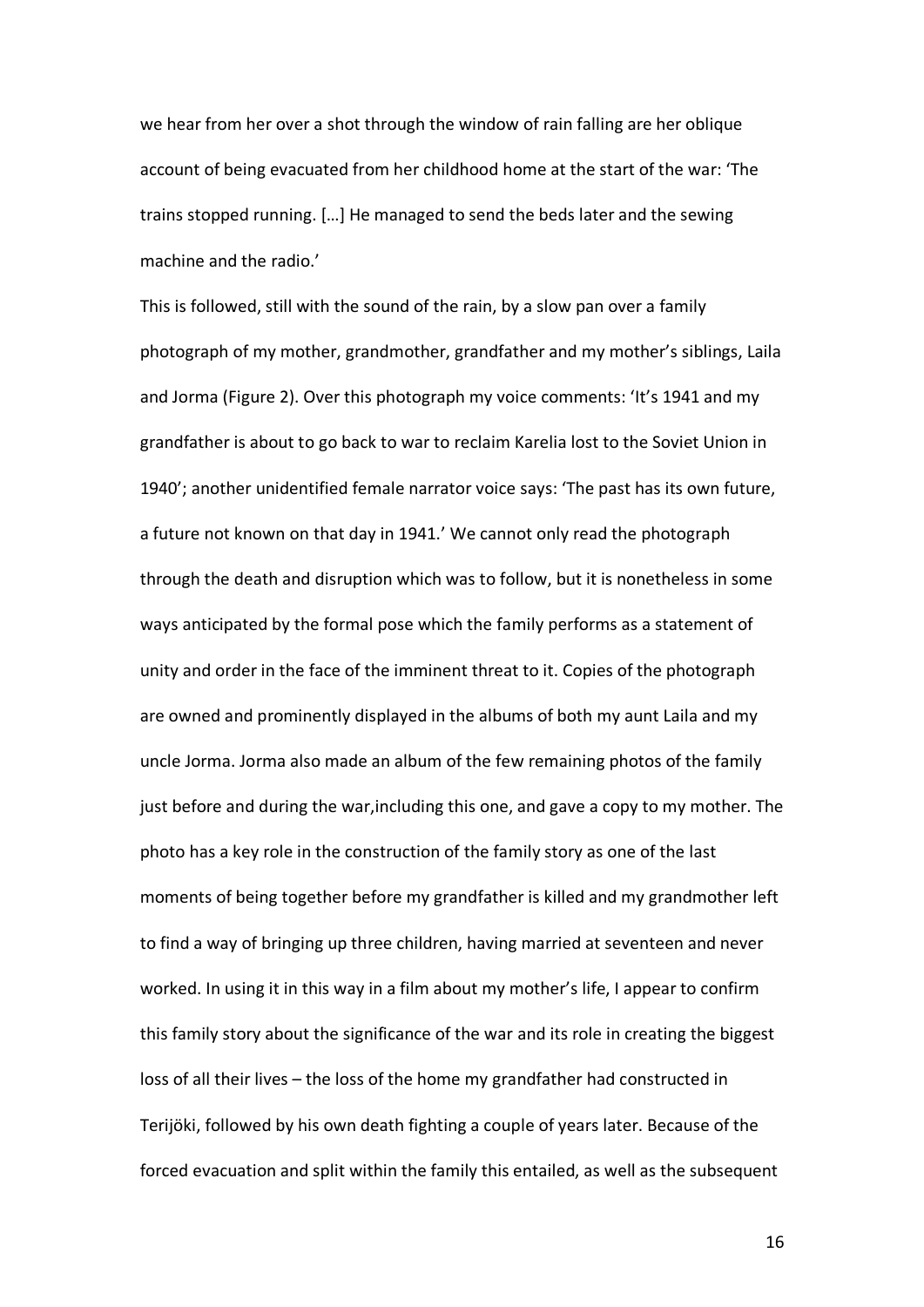we hear from her over a shot through the window of rain falling are her oblique account of being evacuated from her childhood home at the start of the war: 'The trains stopped running. […] He managed to send the beds later and the sewing machine and the radio.'

This is followed, still with the sound of the rain, by a slow pan over a family photograph of my mother, grandmother, grandfather and my mother's siblings, Laila and Jorma (Figure 2). Over this photograph my voice comments: 'It's 1941 and my grandfather is about to go back to war to reclaim Karelia lost to the Soviet Union in 1940'; another unidentified female narrator voice says: 'The past has its own future, a future not known on that day in 1941.' We cannot only read the photograph through the death and disruption which was to follow, but it is nonetheless in some ways anticipated by the formal pose which the family performs as a statement of unity and order in the face of the imminent threat to it. Copies of the photograph are owned and prominently displayed in the albums of both my aunt Laila and my uncle Jorma. Jorma also made an album of the few remaining photos of the family just before and during the war,including this one, and gave a copy to my mother. The photo has a key role in the construction of the family story as one of the last moments of being together before my grandfather is killed and my grandmother left to find a way of bringing up three children, having married at seventeen and never worked. In using it in this way in a film about my mother's life, I appear to confirm this family story about the significance of the war and its role in creating the biggest loss of all their lives – the loss of the home my grandfather had constructed in Terijöki, followed by his own death fighting a couple of years later. Because of the forced evacuation and split within the family this entailed, as well as the subsequent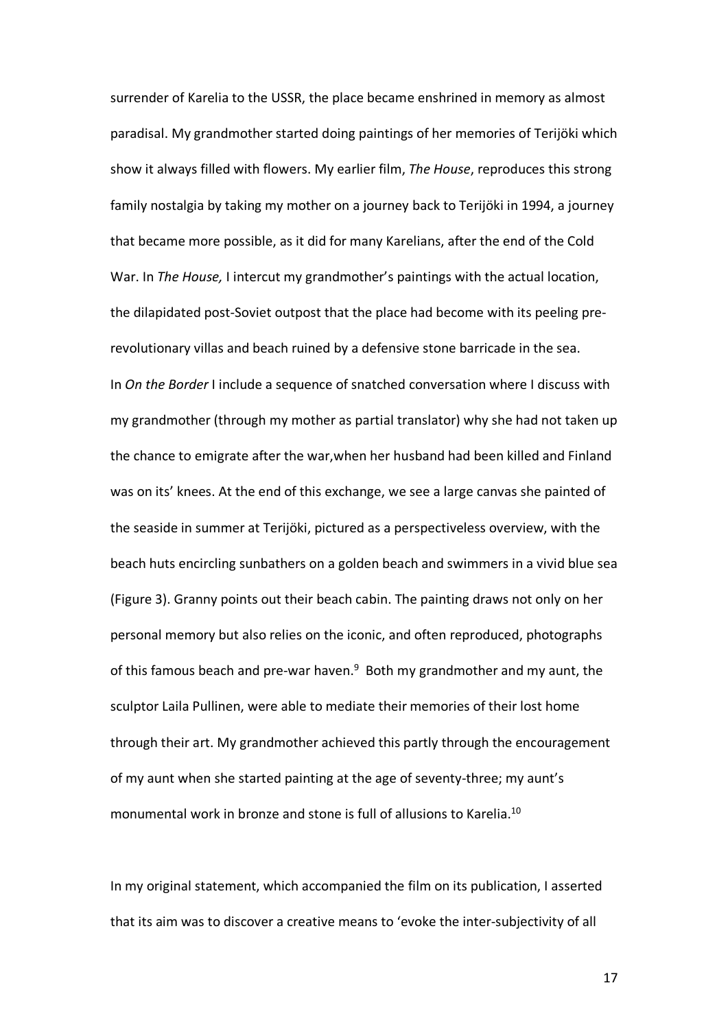surrender of Karelia to the USSR, the place became enshrined in memory as almost paradisal. My grandmother started doing paintings of her memories of Terijöki which show it always filled with flowers. My earlier film, *The House*, reproduces this strong family nostalgia by taking my mother on a journey back to Terijöki in 1994, a journey that became more possible, as it did for many Karelians, after the end of the Cold War. In *The House,* I intercut my grandmother's paintings with the actual location, the dilapidated post-Soviet outpost that the place had become with its peeling pre-revolutionary villas and beach ruined by a defensive stone barricade in the sea.
In *On the Border* I include a sequence of snatched conversation where I discuss with my grandmother (through my mother as partial translator) why she had not taken up the chance to emigrate after the war,when her husband had been killed and Finland was on its' knees. At the end of this exchange, we see a large canvas she painted of the seaside in summer at Terijöki, pictured as a perspectiveless overview, with the beach huts encircling sunbathers on a golden beach and swimmers in a vivid blue sea (Figure 3). Granny points out their beach cabin. The painting draws not only on her personal memory but also relies on the iconic, and often reproduced, photographs of this famous beach and pre-war haven.[9] Both my grandmother and my aunt, the sculptor Laila Pullinen, were able to mediate their memories of their lost home through their art. My grandmother achieved this partly through the encouragement of my aunt when she started painting at the age of seventy-three; my aunt's monumental work in bronze and stone is full of allusions to Karelia.[10]

In my original statement, which accompanied the film on its publication, I asserted that its aim was to discover a creative means to 'evoke the inter-subjectivity of all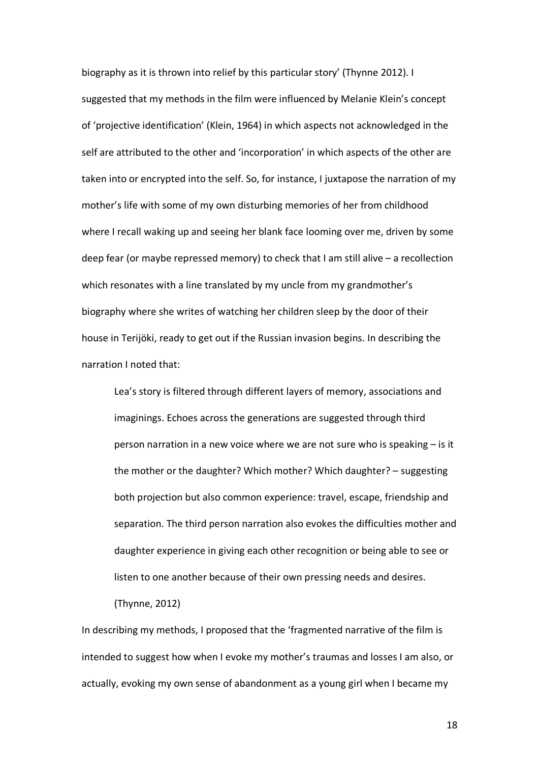biography as it is thrown into relief by this particular story' (Thynne 2012). I suggested that my methods in the film were influenced by Melanie Klein's concept of 'projective identification' (Klein, 1964) in which aspects not acknowledged in the self are attributed to the other and 'incorporation' in which aspects of the other are taken into or encrypted into the self. So, for instance, I juxtapose the narration of my mother's life with some of my own disturbing memories of her from childhood where I recall waking up and seeing her blank face looming over me, driven by some deep fear (or maybe repressed memory) to check that I am still alive – a recollection which resonates with a line translated by my uncle from my grandmother's biography where she writes of watching her children sleep by the door of their house in Terijöki, ready to get out if the Russian invasion begins. In describing the narration I noted that:

> Lea's story is filtered through different layers of memory, associations and imaginings. Echoes across the generations are suggested through third person narration in a new voice where we are not sure who is speaking – is it the mother or the daughter? Which mother? Which daughter? – suggesting both projection but also common experience: travel, escape, friendship and separation. The third person narration also evokes the difficulties mother and daughter experience in giving each other recognition or being able to see or listen to one another because of their own pressing needs and desires. (Thynne, 2012)

In describing my methods, I proposed that the 'fragmented narrative of the film is intended to suggest how when I evoke my mother's traumas and losses I am also, or actually, evoking my own sense of abandonment as a young girl when I became my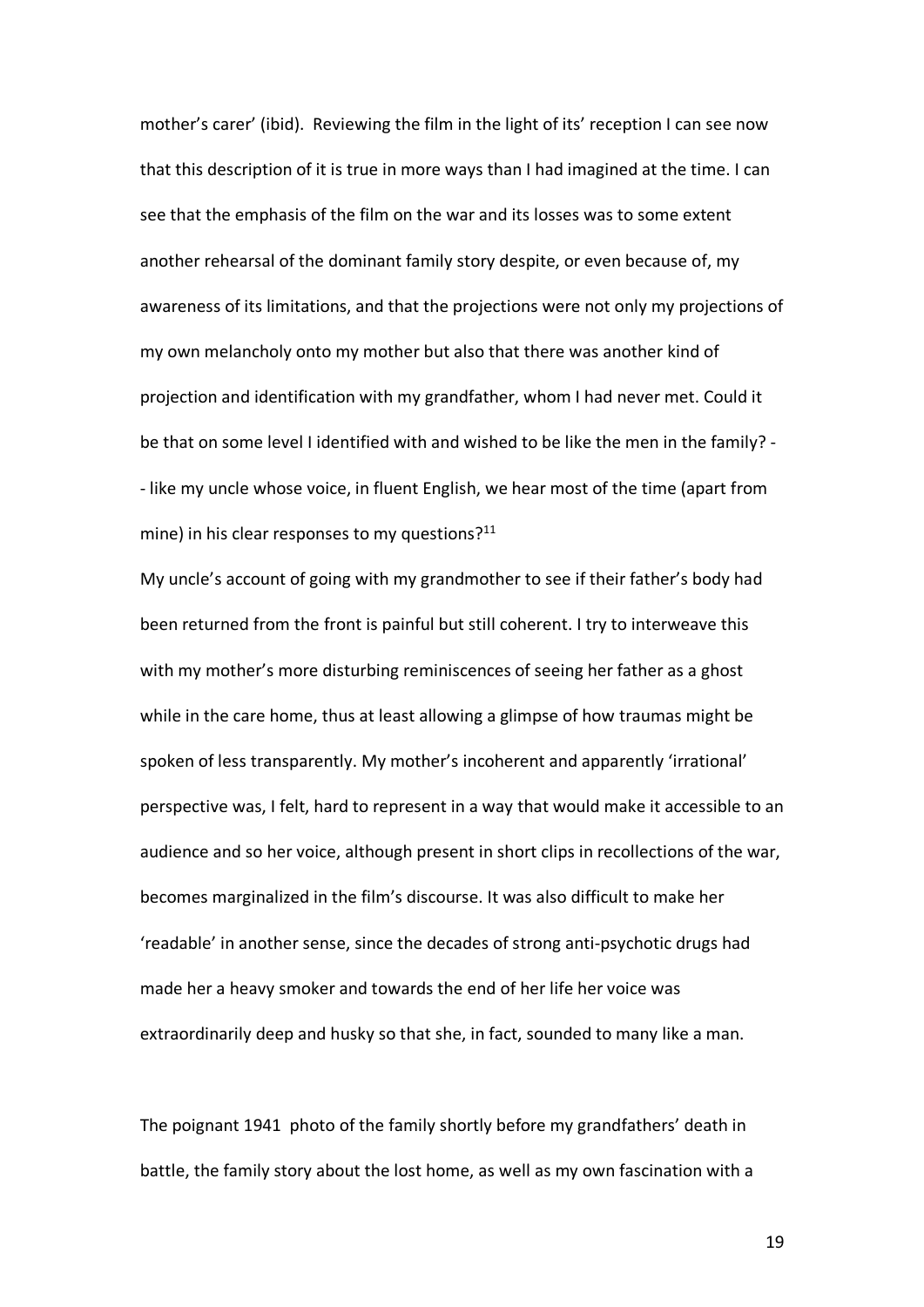mother's carer' (ibid). Reviewing the film in the light of its' reception I can see now that this description of it is true in more ways than I had imagined at the time. I can see that the emphasis of the film on the war and its losses was to some extent another rehearsal of the dominant family story despite, or even because of, my awareness of its limitations, and that the projections were not only my projections of my own melancholy onto my mother but also that there was another kind of projection and identification with my grandfather, whom I had never met. Could it be that on some level I identified with and wished to be like the men in the family? -- like my uncle whose voice, in fluent English, we hear most of the time (apart from mine) in his clear responses to my questions?[11]

My uncle's account of going with my grandmother to see if their father's body had been returned from the front is painful but still coherent. I try to interweave this with my mother's more disturbing reminiscences of seeing her father as a ghost while in the care home, thus at least allowing a glimpse of how traumas might be spoken of less transparently. My mother's incoherent and apparently 'irrational' perspective was, I felt, hard to represent in a way that would make it accessible to an audience and so her voice, although present in short clips in recollections of the war, becomes marginalized in the film's discourse. It was also difficult to make her 'readable' in another sense, since the decades of strong anti-psychotic drugs had made her a heavy smoker and towards the end of her life her voice was extraordinarily deep and husky so that she, in fact, sounded to many like a man.

The poignant 1941 photo of the family shortly before my grandfathers' death in battle, the family story about the lost home, as well as my own fascination with a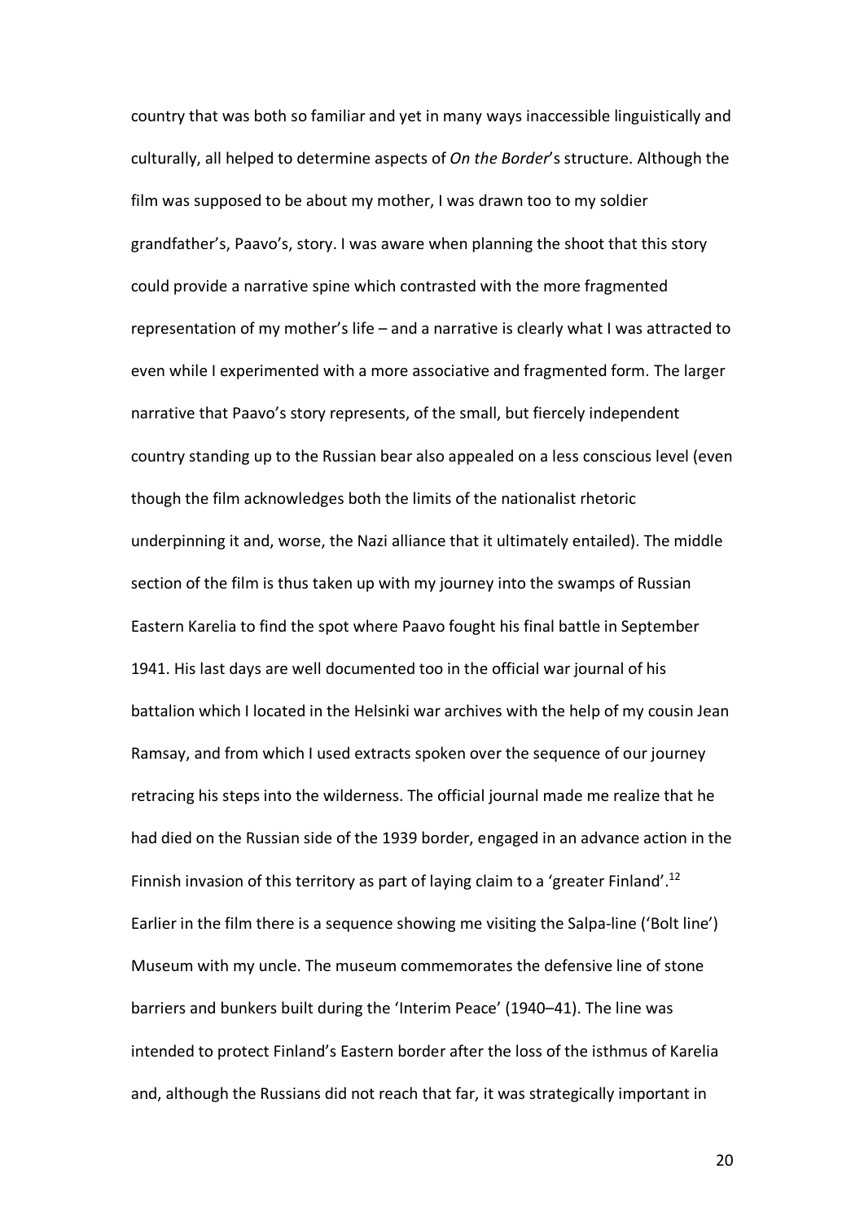country that was both so familiar and yet in many ways inaccessible linguistically and culturally, all helped to determine aspects of *On the Border*'s structure. Although the film was supposed to be about my mother, I was drawn too to my soldier grandfather's, Paavo's, story. I was aware when planning the shoot that this story could provide a narrative spine which contrasted with the more fragmented representation of my mother's life – and a narrative is clearly what I was attracted to even while I experimented with a more associative and fragmented form. The larger narrative that Paavo's story represents, of the small, but fiercely independent country standing up to the Russian bear also appealed on a less conscious level (even though the film acknowledges both the limits of the nationalist rhetoric underpinning it and, worse, the Nazi alliance that it ultimately entailed). The middle section of the film is thus taken up with my journey into the swamps of Russian Eastern Karelia to find the spot where Paavo fought his final battle in September 1941. His last days are well documented too in the official war journal of his battalion which I located in the Helsinki war archives with the help of my cousin Jean Ramsay, and from which I used extracts spoken over the sequence of our journey retracing his steps into the wilderness. The official journal made me realize that he had died on the Russian side of the 1939 border, engaged in an advance action in the Finnish invasion of this territory as part of laying claim to a 'greater Finland'.[12] Earlier in the film there is a sequence showing me visiting the Salpa-line ('Bolt line') Museum with my uncle. The museum commemorates the defensive line of stone barriers and bunkers built during the 'Interim Peace' (1940–41). The line was intended to protect Finland's Eastern border after the loss of the isthmus of Karelia and, although the Russians did not reach that far, it was strategically important in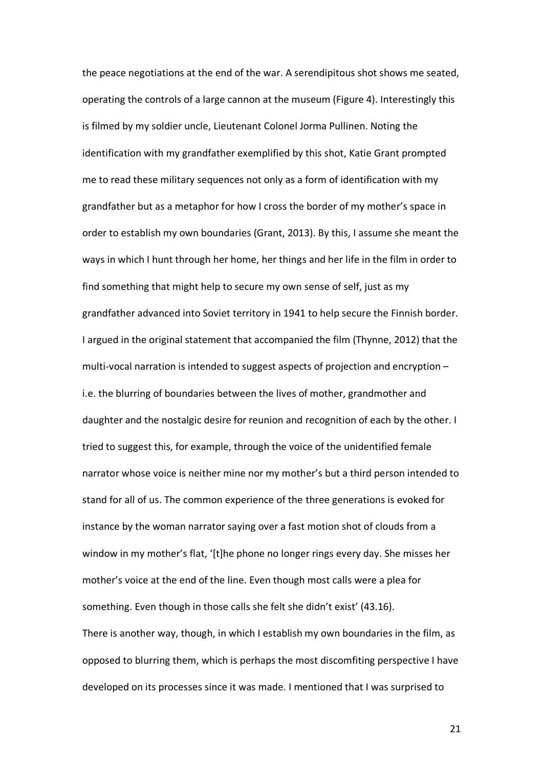the peace negotiations at the end of the war. A serendipitous shot shows me seated, operating the controls of a large cannon at the museum (Figure 4). Interestingly this is filmed by my soldier uncle, Lieutenant Colonel Jorma Pullinen. Noting the identification with my grandfather exemplified by this shot, Katie Grant prompted me to read these military sequences not only as a form of identification with my grandfather but as a metaphor for how I cross the border of my mother's space in order to establish my own boundaries (Grant, 2013). By this, I assume she meant the ways in which I hunt through her home, her things and her life in the film in order to find something that might help to secure my own sense of self, just as my grandfather advanced into Soviet territory in 1941 to help secure the Finnish border. I argued in the original statement that accompanied the film (Thynne, 2012) that the multi-vocal narration is intended to suggest aspects of projection and encryption – i.e. the blurring of boundaries between the lives of mother, grandmother and daughter and the nostalgic desire for reunion and recognition of each by the other. I tried to suggest this, for example, through the voice of the unidentified female narrator whose voice is neither mine nor my mother's but a third person intended to stand for all of us. The common experience of the three generations is evoked for instance by the woman narrator saying over a fast motion shot of clouds from a window in my mother's flat, '[t]he phone no longer rings every day. She misses her mother's voice at the end of the line. Even though most calls were a plea for something. Even though in those calls she felt she didn't exist' (43.16).

There is another way, though, in which I establish my own boundaries in the film, as opposed to blurring them, which is perhaps the most discomfiting perspective I have developed on its processes since it was made. I mentioned that I was surprised to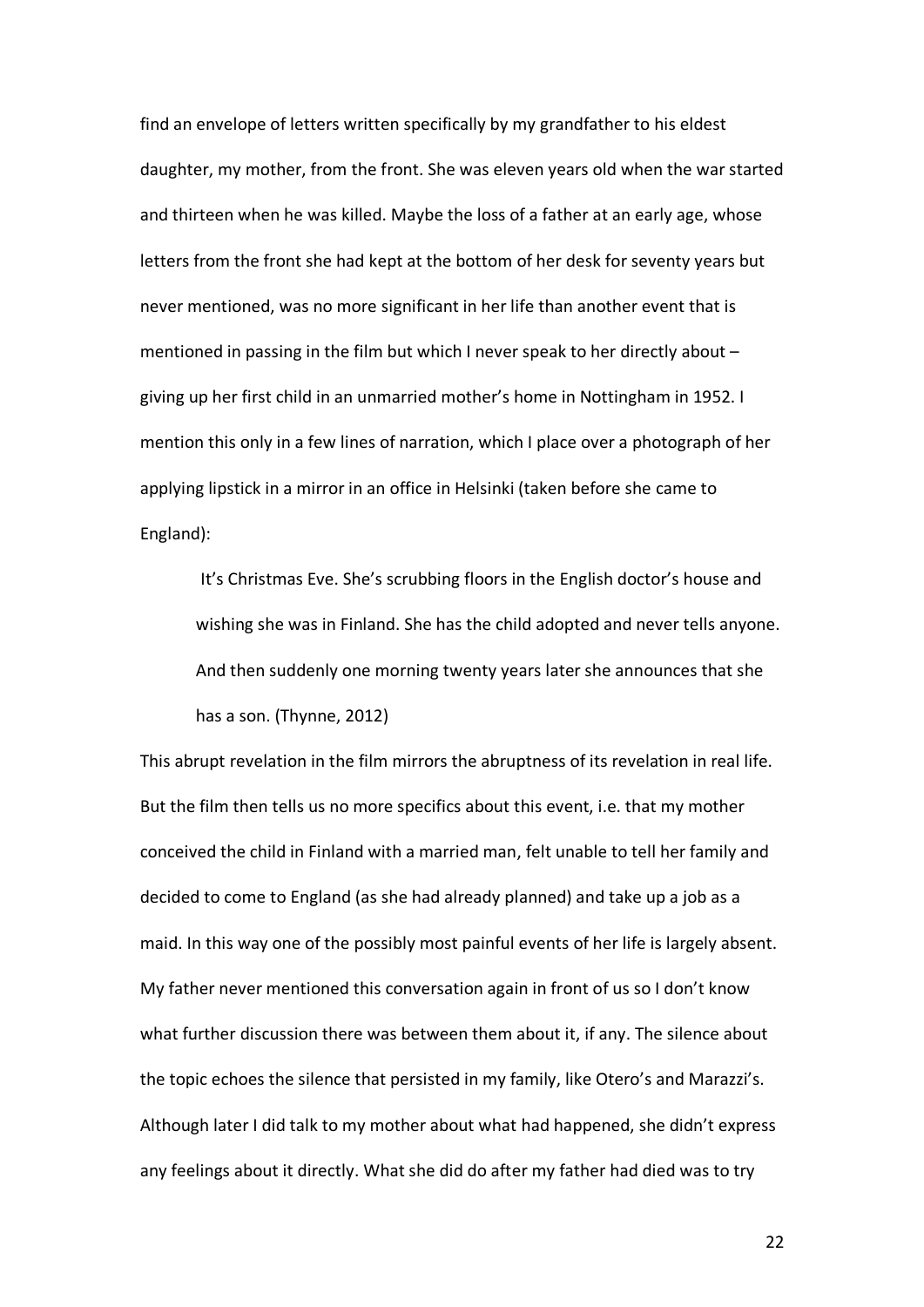find an envelope of letters written specifically by my grandfather to his eldest daughter, my mother, from the front. She was eleven years old when the war started and thirteen when he was killed. Maybe the loss of a father at an early age, whose letters from the front she had kept at the bottom of her desk for seventy years but never mentioned, was no more significant in her life than another event that is mentioned in passing in the film but which I never speak to her directly about – giving up her first child in an unmarried mother's home in Nottingham in 1952. I mention this only in a few lines of narration, which I place over a photograph of her applying lipstick in a mirror in an office in Helsinki (taken before she came to England):

> It's Christmas Eve. She's scrubbing floors in the English doctor's house and wishing she was in Finland. She has the child adopted and never tells anyone. And then suddenly one morning twenty years later she announces that she has a son. (Thynne, 2012)

This abrupt revelation in the film mirrors the abruptness of its revelation in real life. But the film then tells us no more specifics about this event, i.e. that my mother conceived the child in Finland with a married man, felt unable to tell her family and decided to come to England (as she had already planned) and take up a job as a maid. In this way one of the possibly most painful events of her life is largely absent. My father never mentioned this conversation again in front of us so I don't know what further discussion there was between them about it, if any. The silence about the topic echoes the silence that persisted in my family, like Otero's and Marazzi's. Although later I did talk to my mother about what had happened, she didn't express any feelings about it directly. What she did do after my father had died was to try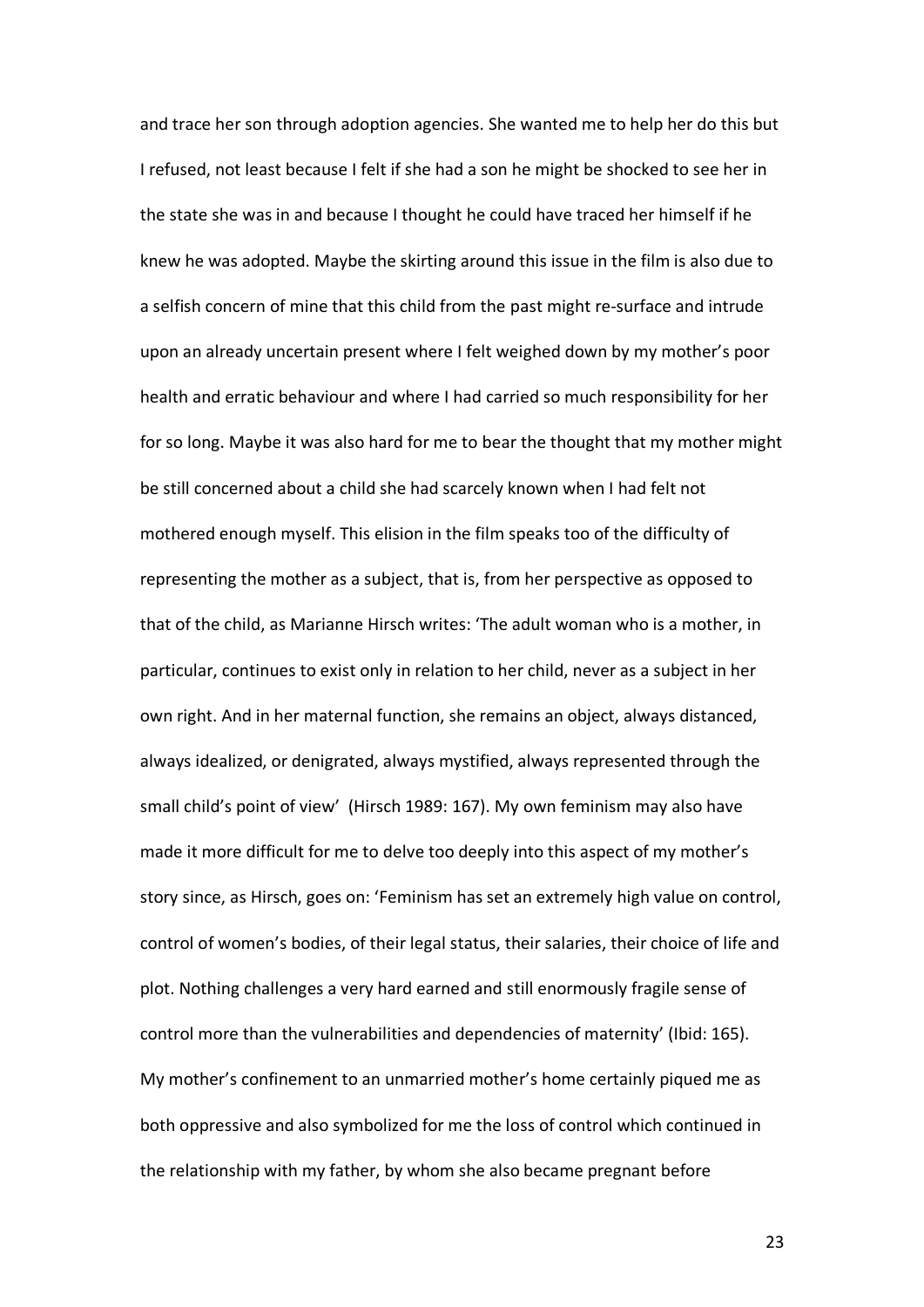and trace her son through adoption agencies. She wanted me to help her do this but I refused, not least because I felt if she had a son he might be shocked to see her in the state she was in and because I thought he could have traced her himself if he knew he was adopted. Maybe the skirting around this issue in the film is also due to a selfish concern of mine that this child from the past might re-surface and intrude upon an already uncertain present where I felt weighed down by my mother's poor health and erratic behaviour and where I had carried so much responsibility for her for so long. Maybe it was also hard for me to bear the thought that my mother might be still concerned about a child she had scarcely known when I had felt not mothered enough myself. This elision in the film speaks too of the difficulty of representing the mother as a subject, that is, from her perspective as opposed to that of the child, as Marianne Hirsch writes: 'The adult woman who is a mother, in particular, continues to exist only in relation to her child, never as a subject in her own right. And in her maternal function, she remains an object, always distanced, always idealized, or denigrated, always mystified, always represented through the small child's point of view' (Hirsch 1989: 167). My own feminism may also have made it more difficult for me to delve too deeply into this aspect of my mother's story since, as Hirsch, goes on: 'Feminism has set an extremely high value on control, control of women's bodies, of their legal status, their salaries, their choice of life and plot. Nothing challenges a very hard earned and still enormously fragile sense of control more than the vulnerabilities and dependencies of maternity' (Ibid: 165). My mother's confinement to an unmarried mother's home certainly piqued me as both oppressive and also symbolized for me the loss of control which continued in the relationship with my father, by whom she also became pregnant before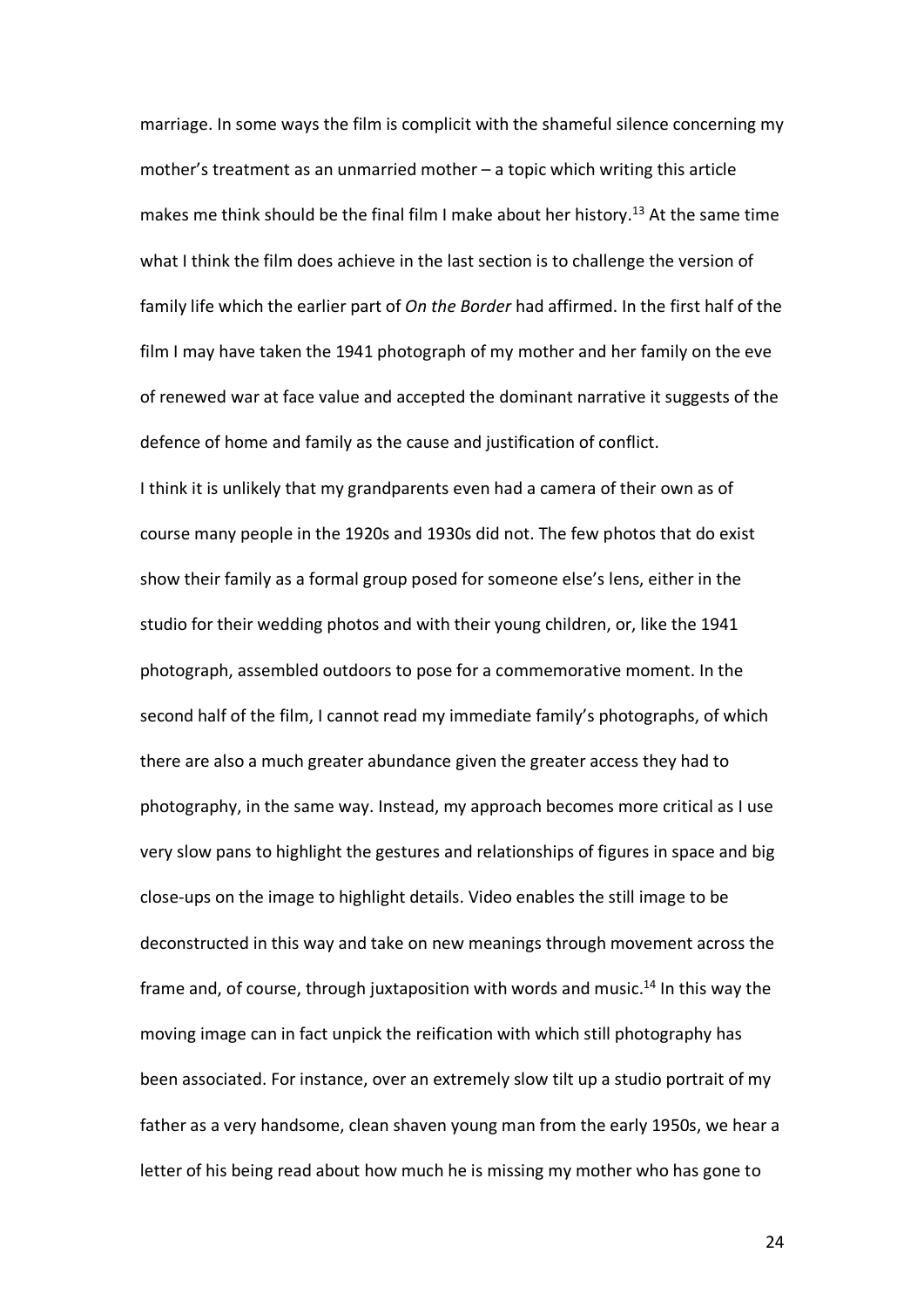marriage. In some ways the film is complicit with the shameful silence concerning my mother's treatment as an unmarried mother – a topic which writing this article makes me think should be the final film I make about her history.[13] At the same time what I think the film does achieve in the last section is to challenge the version of family life which the earlier part of *On the Border* had affirmed. In the first half of the film I may have taken the 1941 photograph of my mother and her family on the eve of renewed war at face value and accepted the dominant narrative it suggests of the defence of home and family as the cause and justification of conflict.

I think it is unlikely that my grandparents even had a camera of their own as of course many people in the 1920s and 1930s did not. The few photos that do exist show their family as a formal group posed for someone else's lens, either in the studio for their wedding photos and with their young children, or, like the 1941 photograph, assembled outdoors to pose for a commemorative moment. In the second half of the film, I cannot read my immediate family's photographs, of which there are also a much greater abundance given the greater access they had to photography, in the same way. Instead, my approach becomes more critical as I use very slow pans to highlight the gestures and relationships of figures in space and big close-ups on the image to highlight details. Video enables the still image to be deconstructed in this way and take on new meanings through movement across the frame and, of course, through juxtaposition with words and music.[14] In this way the moving image can in fact unpick the reification with which still photography has been associated. For instance, over an extremely slow tilt up a studio portrait of my father as a very handsome, clean shaven young man from the early 1950s, we hear a letter of his being read about how much he is missing my mother who has gone to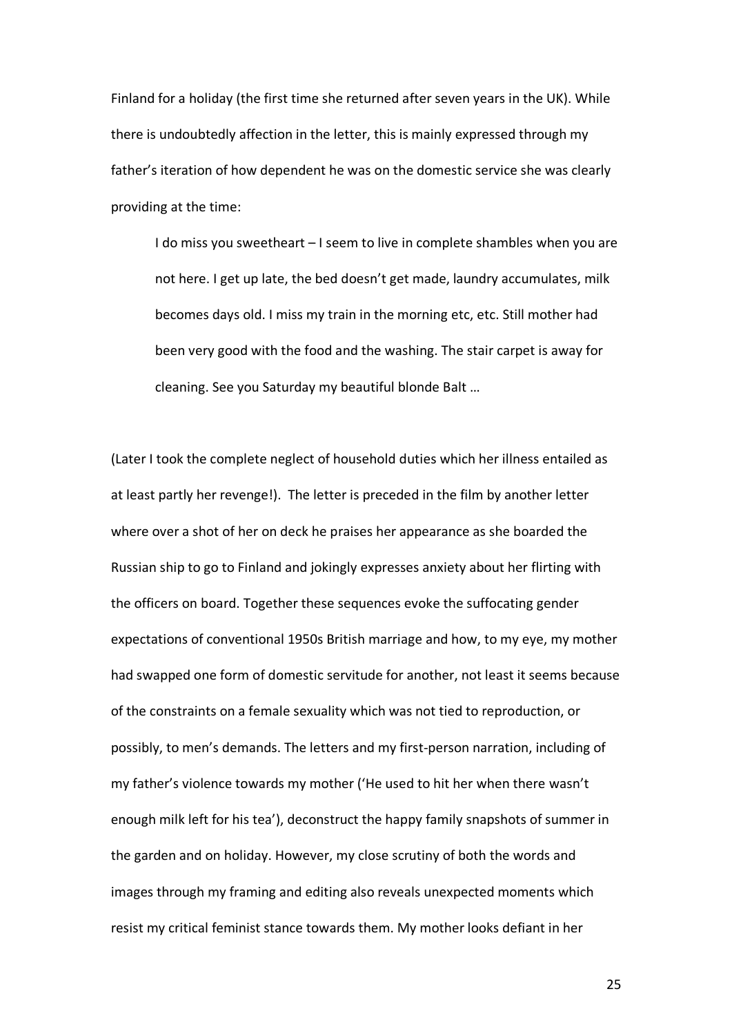Finland for a holiday (the first time she returned after seven years in the UK). While there is undoubtedly affection in the letter, this is mainly expressed through my father's iteration of how dependent he was on the domestic service she was clearly providing at the time:

> I do miss you sweetheart – I seem to live in complete shambles when you are not here. I get up late, the bed doesn't get made, laundry accumulates, milk becomes days old. I miss my train in the morning etc, etc. Still mother had been very good with the food and the washing. The stair carpet is away for cleaning. See you Saturday my beautiful blonde Balt …

(Later I took the complete neglect of household duties which her illness entailed as at least partly her revenge!). The letter is preceded in the film by another letter where over a shot of her on deck he praises her appearance as she boarded the Russian ship to go to Finland and jokingly expresses anxiety about her flirting with the officers on board. Together these sequences evoke the suffocating gender expectations of conventional 1950s British marriage and how, to my eye, my mother had swapped one form of domestic servitude for another, not least it seems because of the constraints on a female sexuality which was not tied to reproduction, or possibly, to men's demands. The letters and my first-person narration, including of my father's violence towards my mother ('He used to hit her when there wasn't enough milk left for his tea'), deconstruct the happy family snapshots of summer in the garden and on holiday. However, my close scrutiny of both the words and images through my framing and editing also reveals unexpected moments which resist my critical feminist stance towards them. My mother looks defiant in her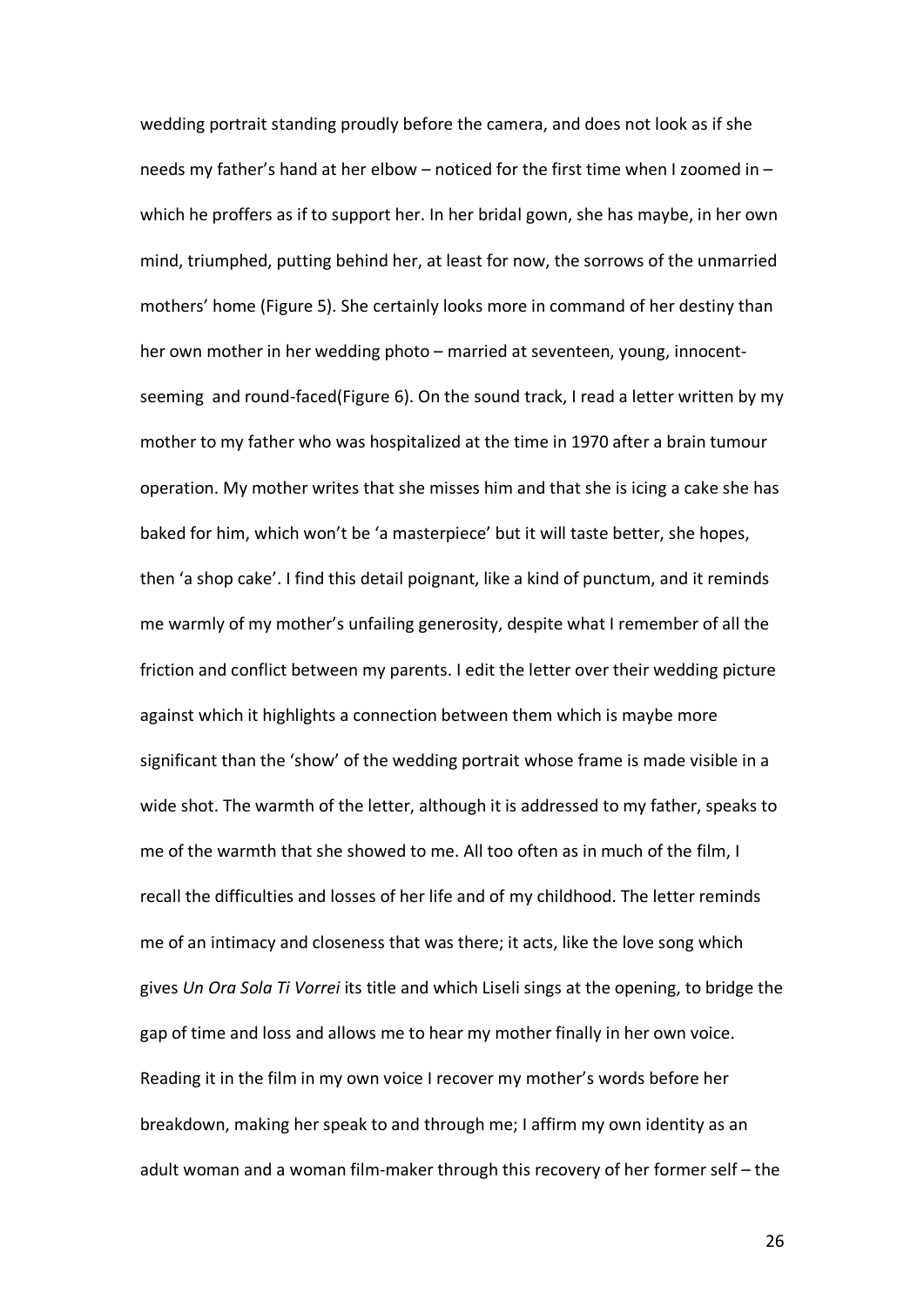wedding portrait standing proudly before the camera, and does not look as if she needs my father's hand at her elbow – noticed for the first time when I zoomed in – which he proffers as if to support her. In her bridal gown, she has maybe, in her own mind, triumphed, putting behind her, at least for now, the sorrows of the unmarried mothers' home (Figure 5). She certainly looks more in command of her destiny than her own mother in her wedding photo – married at seventeen, young, innocent-seeming and round-faced(Figure 6). On the sound track, I read a letter written by my mother to my father who was hospitalized at the time in 1970 after a brain tumour operation. My mother writes that she misses him and that she is icing a cake she has baked for him, which won't be 'a masterpiece' but it will taste better, she hopes, then 'a shop cake'. I find this detail poignant, like a kind of punctum, and it reminds me warmly of my mother's unfailing generosity, despite what I remember of all the friction and conflict between my parents. I edit the letter over their wedding picture against which it highlights a connection between them which is maybe more significant than the 'show' of the wedding portrait whose frame is made visible in a wide shot. The warmth of the letter, although it is addressed to my father, speaks to me of the warmth that she showed to me. All too often as in much of the film, I recall the difficulties and losses of her life and of my childhood. The letter reminds me of an intimacy and closeness that was there; it acts, like the love song which gives *Un Ora Sola Ti Vorrei* its title and which Liseli sings at the opening, to bridge the gap of time and loss and allows me to hear my mother finally in her own voice. Reading it in the film in my own voice I recover my mother's words before her breakdown, making her speak to and through me; I affirm my own identity as an adult woman and a woman film-maker through this recovery of her former self – the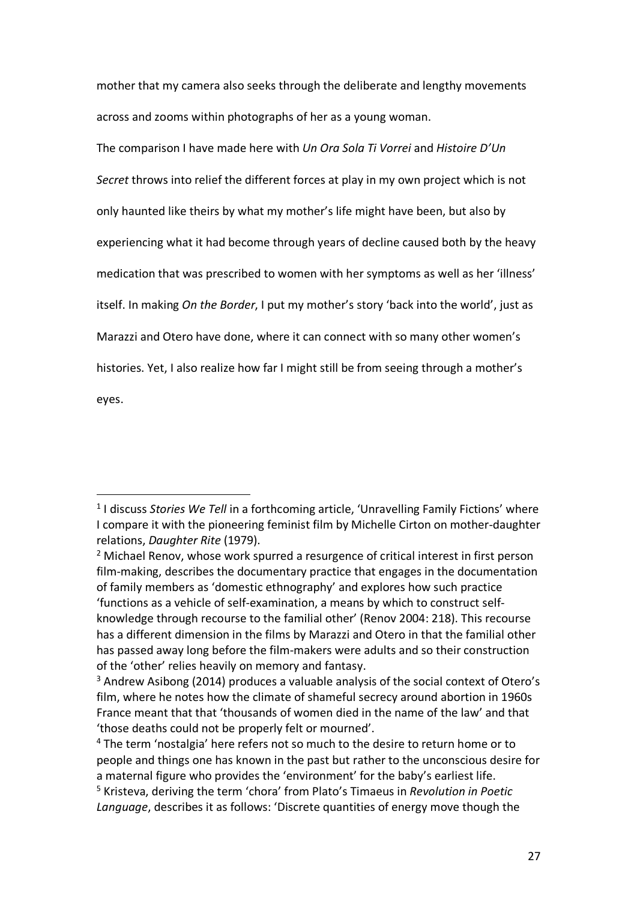mother that my camera also seeks through the deliberate and lengthy movements across and zooms within photographs of her as a young woman.

The comparison I have made here with *Un Ora Sola Ti Vorrei* and *Histoire D'Un Secret* throws into relief the different forces at play in my own project which is not only haunted like theirs by what my mother's life might have been, but also by experiencing what it had become through years of decline caused both by the heavy medication that was prescribed to women with her symptoms as well as her 'illness' itself. In making *On the Border*, I put my mother's story 'back into the world', just as Marazzi and Otero have done, where it can connect with so many other women's histories. Yet, I also realize how far I might still be from seeing through a mother's eyes.

---

[1] I discuss *Stories We Tell* in a forthcoming article, 'Unravelling Family Fictions' where I compare it with the pioneering feminist film by Michelle Cirton on mother-daughter relations, *Daughter Rite* (1979).

[2] Michael Renov, whose work spurred a resurgence of critical interest in first person film-making, describes the documentary practice that engages in the documentation of family members as 'domestic ethnography' and explores how such practice 'functions as a vehicle of self-examination, a means by which to construct self-knowledge through recourse to the familial other' (Renov 2004: 218). This recourse has a different dimension in the films by Marazzi and Otero in that the familial other has passed away long before the film-makers were adults and so their construction of the 'other' relies heavily on memory and fantasy.

[3] Andrew Asibong (2014) produces a valuable analysis of the social context of Otero's film, where he notes how the climate of shameful secrecy around abortion in 1960s France meant that that 'thousands of women died in the name of the law' and that 'those deaths could not be properly felt or mourned'.

[4] The term 'nostalgia' here refers not so much to the desire to return home or to people and things one has known in the past but rather to the unconscious desire for a maternal figure who provides the 'environment' for the baby's earliest life.

[5] Kristeva, deriving the term 'chora' from Plato's Timaeus in *Revolution in Poetic Language*, describes it as follows: 'Discrete quantities of energy move though the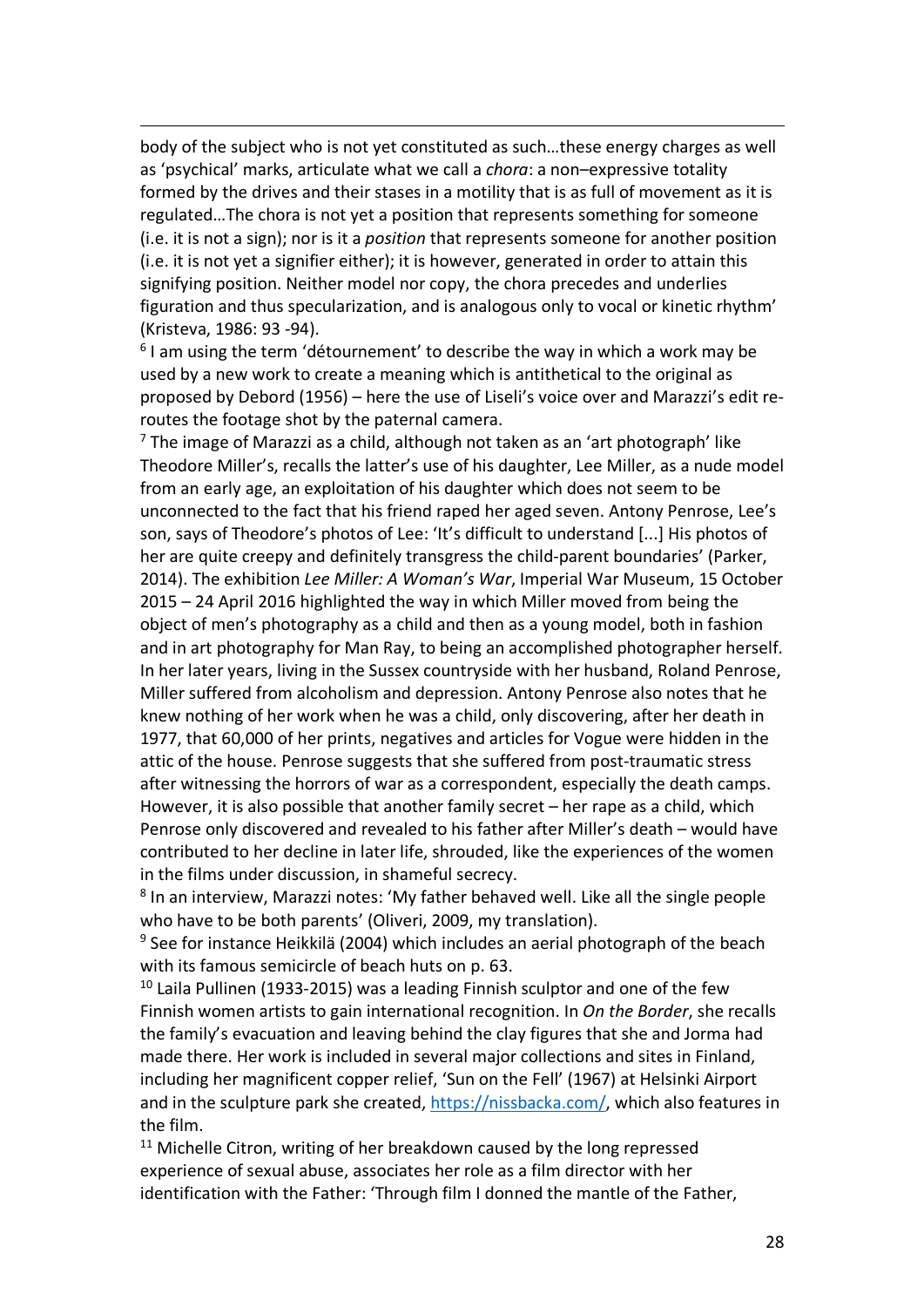body of the subject who is not yet constituted as such…these energy charges as well as 'psychical' marks, articulate what we call a *chora*: a non–expressive totality formed by the drives and their stases in a motility that is as full of movement as it is regulated…The chora is not yet a position that represents something for someone (i.e. it is not a sign); nor is it a *position* that represents someone for another position (i.e. it is not yet a signifier either); it is however, generated in order to attain this signifying position. Neither model nor copy, the chora precedes and underlies figuration and thus specularization, and is analogous only to vocal or kinetic rhythm' (Kristeva, 1986: 93 -94).

[6] I am using the term 'détournement' to describe the way in which a work may be used by a new work to create a meaning which is antithetical to the original as proposed by Debord (1956) – here the use of Liseli's voice over and Marazzi's edit re-routes the footage shot by the paternal camera.

[7] The image of Marazzi as a child, although not taken as an 'art photograph' like Theodore Miller's, recalls the latter's use of his daughter, Lee Miller, as a nude model from an early age, an exploitation of his daughter which does not seem to be unconnected to the fact that his friend raped her aged seven. Antony Penrose, Lee's son, says of Theodore's photos of Lee: 'It's difficult to understand [...] His photos of her are quite creepy and definitely transgress the child-parent boundaries' (Parker, 2014). The exhibition *Lee Miller: A Woman's War*, Imperial War Museum, 15 October 2015 – 24 April 2016 highlighted the way in which Miller moved from being the object of men's photography as a child and then as a young model, both in fashion and in art photography for Man Ray, to being an accomplished photographer herself. In her later years, living in the Sussex countryside with her husband, Roland Penrose, Miller suffered from alcoholism and depression. Antony Penrose also notes that he knew nothing of her work when he was a child, only discovering, after her death in 1977, that 60,000 of her prints, negatives and articles for Vogue were hidden in the attic of the house. Penrose suggests that she suffered from post-traumatic stress after witnessing the horrors of war as a correspondent, especially the death camps. However, it is also possible that another family secret – her rape as a child, which Penrose only discovered and revealed to his father after Miller's death – would have contributed to her decline in later life, shrouded, like the experiences of the women in the films under discussion, in shameful secrecy.

[8] In an interview, Marazzi notes: 'My father behaved well. Like all the single people who have to be both parents' (Oliveri, 2009, my translation).

[9] See for instance Heikkilä (2004) which includes an aerial photograph of the beach with its famous semicircle of beach huts on p. 63.

[10] Laila Pullinen (1933-2015) was a leading Finnish sculptor and one of the few Finnish women artists to gain international recognition. In *On the Border*, she recalls the family's evacuation and leaving behind the clay figures that she and Jorma had made there. Her work is included in several major collections and sites in Finland, including her magnificent copper relief, 'Sun on the Fell' (1967) at Helsinki Airport and in the sculpture park she created, https://nissbacka.com/, which also features in the film.

[11] Michelle Citron, writing of her breakdown caused by the long repressed experience of sexual abuse, associates her role as a film director with her identification with the Father: 'Through film I donned the mantle of the Father,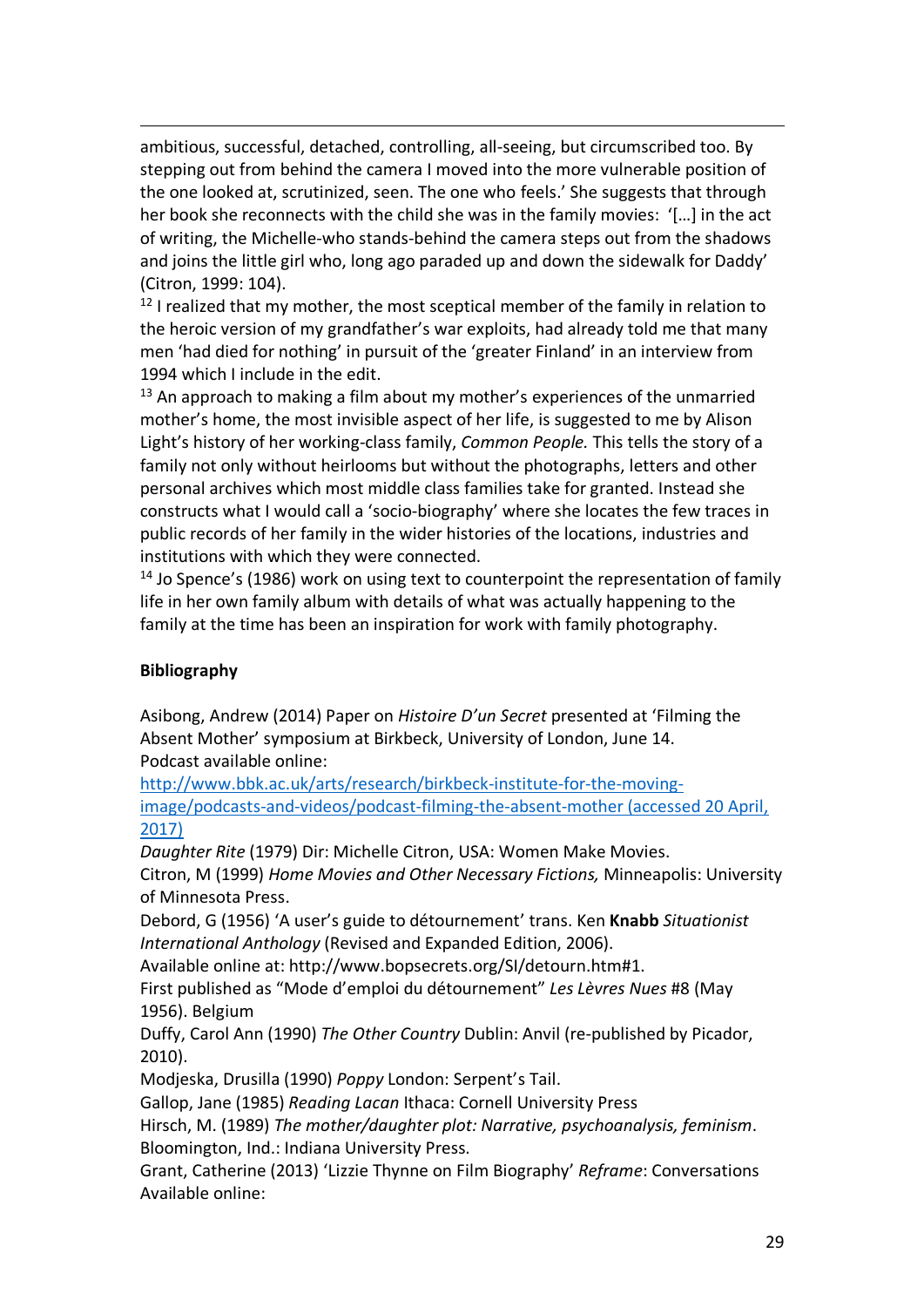ambitious, successful, detached, controlling, all-seeing, but circumscribed too. By stepping out from behind the camera I moved into the more vulnerable position of the one looked at, scrutinized, seen. The one who feels.' She suggests that through her book she reconnects with the child she was in the family movies: '[…] in the act of writing, the Michelle-who stands-behind the camera steps out from the shadows and joins the little girl who, long ago paraded up and down the sidewalk for Daddy' (Citron, 1999: 104).

[12] I realized that my mother, the most sceptical member of the family in relation to the heroic version of my grandfather's war exploits, had already told me that many men 'had died for nothing' in pursuit of the 'greater Finland' in an interview from 1994 which I include in the edit.

[13] An approach to making a film about my mother's experiences of the unmarried mother's home, the most invisible aspect of her life, is suggested to me by Alison Light's history of her working-class family, *Common People.* This tells the story of a family not only without heirlooms but without the photographs, letters and other personal archives which most middle class families take for granted. Instead she constructs what I would call a 'socio-biography' where she locates the few traces in public records of her family in the wider histories of the locations, industries and institutions with which they were connected.

[14] Jo Spence's (1986) work on using text to counterpoint the representation of family life in her own family album with details of what was actually happening to the family at the time has been an inspiration for work with family photography.

**Bibliography**

Asibong, Andrew (2014) Paper on *Histoire D'un Secret* presented at 'Filming the Absent Mother' symposium at Birkbeck, University of London, June 14. Podcast available online: http://www.bbk.ac.uk/arts/research/birkbeck-institute-for-the-moving-image/podcasts-and-videos/podcast-filming-the-absent-mother (accessed 20 April, 2017)

*Daughter Rite* (1979) Dir: Michelle Citron, USA: Women Make Movies.

Citron, M (1999) *Home Movies and Other Necessary Fictions,* Minneapolis: University of Minnesota Press.

Debord, G (1956) 'A user's guide to détournement' trans. Ken **Knabb** *Situationist International Anthology* (Revised and Expanded Edition, 2006). Available online at: http://www.bopsecrets.org/SI/detourn.htm#1. First published as "Mode d'emploi du détournement" *Les Lèvres Nues* #8 (May 1956). Belgium

Duffy, Carol Ann (1990) *The Other Country* Dublin: Anvil (re-published by Picador, 2010).

Modjeska, Drusilla (1990) *Poppy* London: Serpent's Tail.

Gallop, Jane (1985) *Reading Lacan* Ithaca: Cornell University Press

Hirsch, M. (1989) *The mother/daughter plot: Narrative, psychoanalysis, feminism*. Bloomington, Ind.: Indiana University Press.

Grant, Catherine (2013) 'Lizzie Thynne on Film Biography' *Reframe*: Conversations Available online: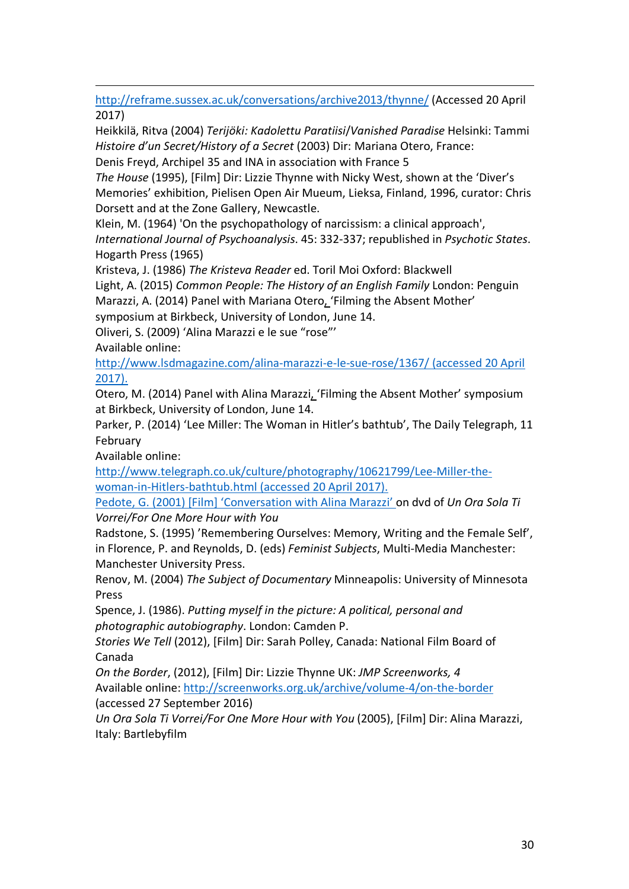http://reframe.sussex.ac.uk/conversations/archive2013/thynne/ (Accessed 20 April 2017)

Heikkilä, Ritva (2004) *Terijöki: Kadolettu Paratiisi/Vanished Paradise* Helsinki: Tammi

*Histoire d'un Secret/History of a Secret* (2003) Dir: Mariana Otero, France: Denis Freyd, Archipel 35 and INA in association with France 5

*The House* (1995), [Film] Dir: Lizzie Thynne with Nicky West, shown at the 'Diver's Memories' exhibition, Pielisen Open Air Mueum, Lieksa, Finland, 1996, curator: Chris Dorsett and at the Zone Gallery, Newcastle.

Klein, M. (1964) 'On the psychopathology of narcissism: a clinical approach', *International Journal of Psychoanalysis*. 45: 332-337; republished in *Psychotic States*. Hogarth Press (1965)

Kristeva, J. (1986) *The Kristeva Reader* ed. Toril Moi Oxford: Blackwell

Light, A. (2015) *Common People: The History of an English Family* London: Penguin

Marazzi, A. (2014) Panel with Mariana Otero, 'Filming the Absent Mother' symposium at Birkbeck, University of London, June 14.

Oliveri, S. (2009) 'Alina Marazzi e le sue "rose"'
Available online:
http://www.lsdmagazine.com/alina-marazzi-e-le-sue-rose/1367/ (accessed 20 April 2017).

Otero, M. (2014) Panel with Alina Marazzi, 'Filming the Absent Mother' symposium at Birkbeck, University of London, June 14.

Parker, P. (2014) 'Lee Miller: The Woman in Hitler's bathtub', The Daily Telegraph, 11 February
Available online:
http://www.telegraph.co.uk/culture/photography/10621799/Lee-Miller-the-woman-in-Hitlers-bathtub.html (accessed 20 April 2017).

Pedote, G. (2001) [Film] 'Conversation with Alina Marazzi' on dvd of *Un Ora Sola Ti Vorrei/For One More Hour with You*

Radstone, S. (1995) 'Remembering Ourselves: Memory, Writing and the Female Self', in Florence, P. and Reynolds, D. (eds) *Feminist Subjects*, Multi-Media Manchester: Manchester University Press.

Renov, M. (2004) *The Subject of Documentary* Minneapolis: University of Minnesota Press

Spence, J. (1986). *Putting myself in the picture: A political, personal and photographic autobiography*. London: Camden P.

*Stories We Tell* (2012), [Film] Dir: Sarah Polley, Canada: National Film Board of Canada

*On the Border*, (2012), [Film] Dir: Lizzie Thynne UK: *JMP Screenworks, 4*
Available online: http://screenworks.org.uk/archive/volume-4/on-the-border (accessed 27 September 2016)

*Un Ora Sola Ti Vorrei/For One More Hour with You* (2005), [Film] Dir: Alina Marazzi, Italy: Bartlebyfilm